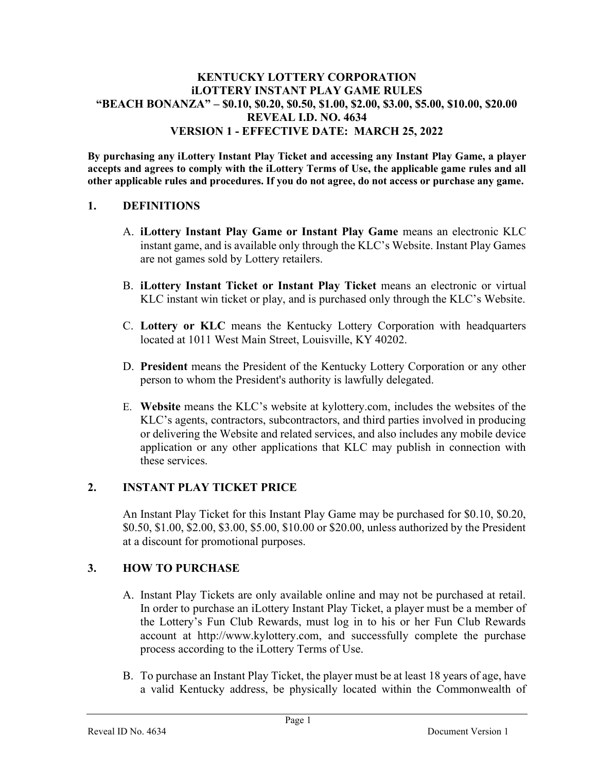# KENTUCKY LOTTERY CORPORATION
# iLOTTERY INSTANT PLAY GAME RULES
# "BEACH BONANZA" – $0.10, $0.20, $0.50, $1.00, $2.00, $3.00, $5.00, $10.00, $20.00
# REVEAL I.D. NO. 4634
# VERSION 1 - EFFECTIVE DATE: MARCH 25, 2022

**By purchasing any iLottery Instant Play Ticket and accessing any Instant Play Game, a player accepts and agrees to comply with the iLottery Terms of Use, the applicable game rules and all other applicable rules and procedures. If you do not agree, do not access or purchase any game.**

## 1. DEFINITIONS

A. **iLottery Instant Play Game or Instant Play Game** means an electronic KLC instant game, and is available only through the KLC's Website. Instant Play Games are not games sold by Lottery retailers.

B. **iLottery Instant Ticket or Instant Play Ticket** means an electronic or virtual KLC instant win ticket or play, and is purchased only through the KLC's Website.

C. **Lottery or KLC** means the Kentucky Lottery Corporation with headquarters located at 1011 West Main Street, Louisville, KY 40202.

D. **President** means the President of the Kentucky Lottery Corporation or any other person to whom the President's authority is lawfully delegated.

E. **Website** means the KLC's website at kylottery.com, includes the websites of the KLC's agents, contractors, subcontractors, and third parties involved in producing or delivering the Website and related services, and also includes any mobile device application or any other applications that KLC may publish in connection with these services.

## 2. INSTANT PLAY TICKET PRICE

An Instant Play Ticket for this Instant Play Game may be purchased for $0.10, $0.20, $0.50, $1.00, $2.00, $3.00, $5.00, $10.00 or $20.00, unless authorized by the President at a discount for promotional purposes.

## 3. HOW TO PURCHASE

A. Instant Play Tickets are only available online and may not be purchased at retail. In order to purchase an iLottery Instant Play Ticket, a player must be a member of the Lottery's Fun Club Rewards, must log in to his or her Fun Club Rewards account at http://www.kylottery.com, and successfully complete the purchase process according to the iLottery Terms of Use.

B. To purchase an Instant Play Ticket, the player must be at least 18 years of age, have a valid Kentucky address, be physically located within the Commonwealth of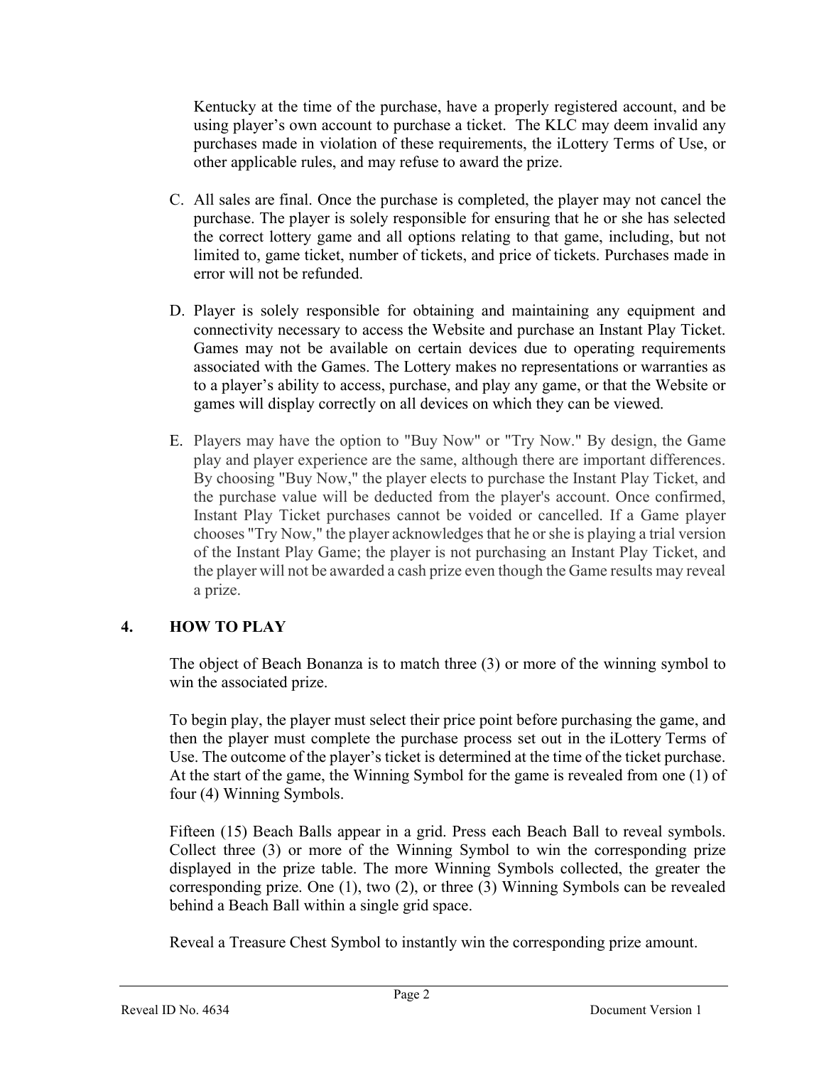Kentucky at the time of the purchase, have a properly registered account, and be using player's own account to purchase a ticket. The KLC may deem invalid any purchases made in violation of these requirements, the iLottery Terms of Use, or other applicable rules, and may refuse to award the prize.

C. All sales are final. Once the purchase is completed, the player may not cancel the purchase. The player is solely responsible for ensuring that he or she has selected the correct lottery game and all options relating to that game, including, but not limited to, game ticket, number of tickets, and price of tickets. Purchases made in error will not be refunded.

D. Player is solely responsible for obtaining and maintaining any equipment and connectivity necessary to access the Website and purchase an Instant Play Ticket. Games may not be available on certain devices due to operating requirements associated with the Games. The Lottery makes no representations or warranties as to a player's ability to access, purchase, and play any game, or that the Website or games will display correctly on all devices on which they can be viewed.

E. Players may have the option to "Buy Now" or "Try Now." By design, the Game play and player experience are the same, although there are important differences. By choosing "Buy Now," the player elects to purchase the Instant Play Ticket, and the purchase value will be deducted from the player's account. Once confirmed, Instant Play Ticket purchases cannot be voided or cancelled. If a Game player chooses "Try Now," the player acknowledges that he or she is playing a trial version of the Instant Play Game; the player is not purchasing an Instant Play Ticket, and the player will not be awarded a cash prize even though the Game results may reveal a prize.

## 4. HOW TO PLAY

The object of Beach Bonanza is to match three (3) or more of the winning symbol to win the associated prize.

To begin play, the player must select their price point before purchasing the game, and then the player must complete the purchase process set out in the iLottery Terms of Use. The outcome of the player's ticket is determined at the time of the ticket purchase. At the start of the game, the Winning Symbol for the game is revealed from one (1) of four (4) Winning Symbols.

Fifteen (15) Beach Balls appear in a grid. Press each Beach Ball to reveal symbols. Collect three (3) or more of the Winning Symbol to win the corresponding prize displayed in the prize table. The more Winning Symbols collected, the greater the corresponding prize. One (1), two (2), or three (3) Winning Symbols can be revealed behind a Beach Ball within a single grid space.

Reveal a Treasure Chest Symbol to instantly win the corresponding prize amount.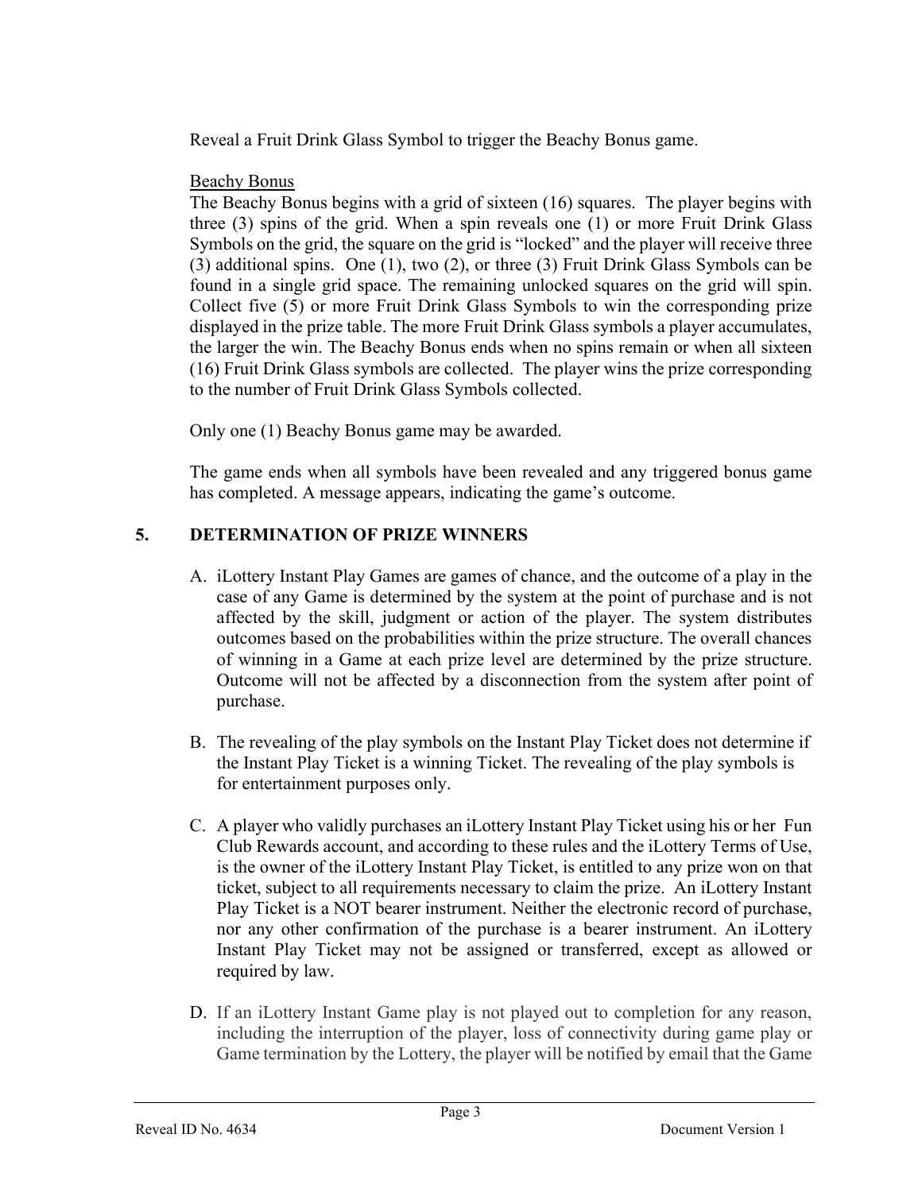Reveal a Fruit Drink Glass Symbol to trigger the Beachy Bonus game.

Beachy Bonus

The Beachy Bonus begins with a grid of sixteen (16) squares. The player begins with three (3) spins of the grid. When a spin reveals one (1) or more Fruit Drink Glass Symbols on the grid, the square on the grid is "locked" and the player will receive three (3) additional spins. One (1), two (2), or three (3) Fruit Drink Glass Symbols can be found in a single grid space. The remaining unlocked squares on the grid will spin. Collect five (5) or more Fruit Drink Glass Symbols to win the corresponding prize displayed in the prize table. The more Fruit Drink Glass symbols a player accumulates, the larger the win. The Beachy Bonus ends when no spins remain or when all sixteen (16) Fruit Drink Glass symbols are collected. The player wins the prize corresponding to the number of Fruit Drink Glass Symbols collected.

Only one (1) Beachy Bonus game may be awarded.

The game ends when all symbols have been revealed and any triggered bonus game has completed. A message appears, indicating the game's outcome.

## 5. DETERMINATION OF PRIZE WINNERS

A. iLottery Instant Play Games are games of chance, and the outcome of a play in the case of any Game is determined by the system at the point of purchase and is not affected by the skill, judgment or action of the player. The system distributes outcomes based on the probabilities within the prize structure. The overall chances of winning in a Game at each prize level are determined by the prize structure. Outcome will not be affected by a disconnection from the system after point of purchase.

B. The revealing of the play symbols on the Instant Play Ticket does not determine if the Instant Play Ticket is a winning Ticket. The revealing of the play symbols is for entertainment purposes only.

C. A player who validly purchases an iLottery Instant Play Ticket using his or her Fun Club Rewards account, and according to these rules and the iLottery Terms of Use, is the owner of the iLottery Instant Play Ticket, is entitled to any prize won on that ticket, subject to all requirements necessary to claim the prize. An iLottery Instant Play Ticket is a NOT bearer instrument. Neither the electronic record of purchase, nor any other confirmation of the purchase is a bearer instrument. An iLottery Instant Play Ticket may not be assigned or transferred, except as allowed or required by law.

D. If an iLottery Instant Game play is not played out to completion for any reason, including the interruption of the player, loss of connectivity during game play or Game termination by the Lottery, the player will be notified by email that the Game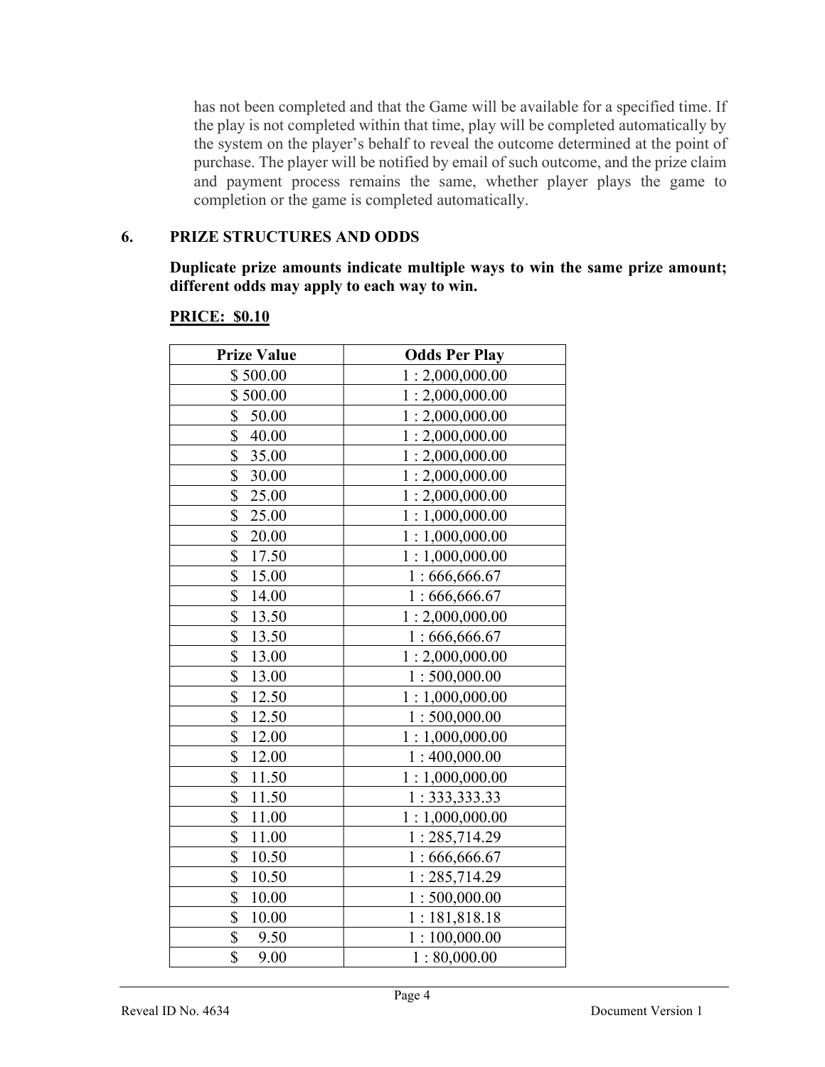has not been completed and that the Game will be available for a specified time. If the play is not completed within that time, play will be completed automatically by the system on the player's behalf to reveal the outcome determined at the point of purchase. The player will be notified by email of such outcome, and the prize claim and payment process remains the same, whether player plays the game to completion or the game is completed automatically.

## 6. PRIZE STRUCTURES AND ODDS

**Duplicate prize amounts indicate multiple ways to win the same prize amount; different odds may apply to each way to win.**

**PRICE: $0.10**

| Prize Value | Odds Per Play |
|---|---|
| $ 500.00 | 1 : 2,000,000.00 |
| $ 500.00 | 1 : 2,000,000.00 |
| $ 50.00 | 1 : 2,000,000.00 |
| $ 40.00 | 1 : 2,000,000.00 |
| $ 35.00 | 1 : 2,000,000.00 |
| $ 30.00 | 1 : 2,000,000.00 |
| $ 25.00 | 1 : 2,000,000.00 |
| $ 25.00 | 1 : 1,000,000.00 |
| $ 20.00 | 1 : 1,000,000.00 |
| $ 17.50 | 1 : 1,000,000.00 |
| $ 15.00 | 1 : 666,666.67 |
| $ 14.00 | 1 : 666,666.67 |
| $ 13.50 | 1 : 2,000,000.00 |
| $ 13.50 | 1 : 666,666.67 |
| $ 13.00 | 1 : 2,000,000.00 |
| $ 13.00 | 1 : 500,000.00 |
| $ 12.50 | 1 : 1,000,000.00 |
| $ 12.50 | 1 : 500,000.00 |
| $ 12.00 | 1 : 1,000,000.00 |
| $ 12.00 | 1 : 400,000.00 |
| $ 11.50 | 1 : 1,000,000.00 |
| $ 11.50 | 1 : 333,333.33 |
| $ 11.00 | 1 : 1,000,000.00 |
| $ 11.00 | 1 : 285,714.29 |
| $ 10.50 | 1 : 666,666.67 |
| $ 10.50 | 1 : 285,714.29 |
| $ 10.00 | 1 : 500,000.00 |
| $ 10.00 | 1 : 181,818.18 |
| $ 9.50 | 1 : 100,000.00 |
| $ 9.00 | 1 : 80,000.00 |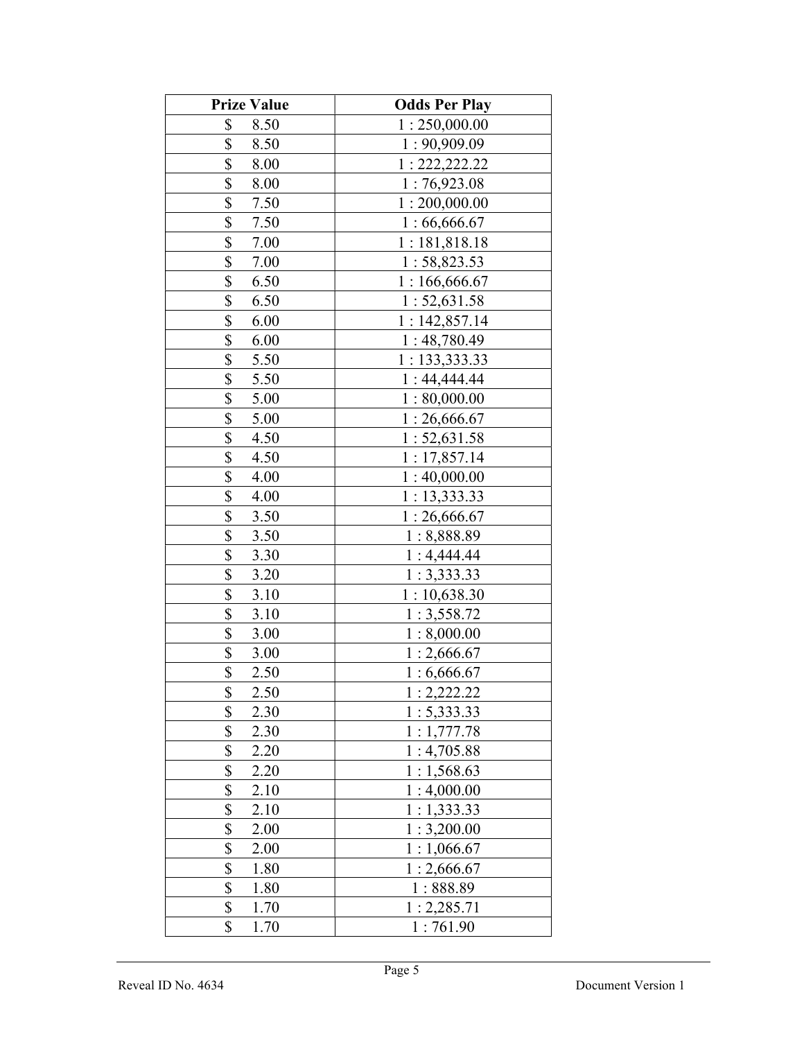| Prize Value | Odds Per Play |
|---|---|
| $ 8.50 | 1 : 250,000.00 |
| $ 8.50 | 1 : 90,909.09 |
| $ 8.00 | 1 : 222,222.22 |
| $ 8.00 | 1 : 76,923.08 |
| $ 7.50 | 1 : 200,000.00 |
| $ 7.50 | 1 : 66,666.67 |
| $ 7.00 | 1 : 181,818.18 |
| $ 7.00 | 1 : 58,823.53 |
| $ 6.50 | 1 : 166,666.67 |
| $ 6.50 | 1 : 52,631.58 |
| $ 6.00 | 1 : 142,857.14 |
| $ 6.00 | 1 : 48,780.49 |
| $ 5.50 | 1 : 133,333.33 |
| $ 5.50 | 1 : 44,444.44 |
| $ 5.00 | 1 : 80,000.00 |
| $ 5.00 | 1 : 26,666.67 |
| $ 4.50 | 1 : 52,631.58 |
| $ 4.50 | 1 : 17,857.14 |
| $ 4.00 | 1 : 40,000.00 |
| $ 4.00 | 1 : 13,333.33 |
| $ 3.50 | 1 : 26,666.67 |
| $ 3.50 | 1 : 8,888.89 |
| $ 3.30 | 1 : 4,444.44 |
| $ 3.20 | 1 : 3,333.33 |
| $ 3.10 | 1 : 10,638.30 |
| $ 3.10 | 1 : 3,558.72 |
| $ 3.00 | 1 : 8,000.00 |
| $ 3.00 | 1 : 2,666.67 |
| $ 2.50 | 1 : 6,666.67 |
| $ 2.50 | 1 : 2,222.22 |
| $ 2.30 | 1 : 5,333.33 |
| $ 2.30 | 1 : 1,777.78 |
| $ 2.20 | 1 : 4,705.88 |
| $ 2.20 | 1 : 1,568.63 |
| $ 2.10 | 1 : 4,000.00 |
| $ 2.10 | 1 : 1,333.33 |
| $ 2.00 | 1 : 3,200.00 |
| $ 2.00 | 1 : 1,066.67 |
| $ 1.80 | 1 : 2,666.67 |
| $ 1.80 | 1 : 888.89 |
| $ 1.70 | 1 : 2,285.71 |
| $ 1.70 | 1 : 761.90 |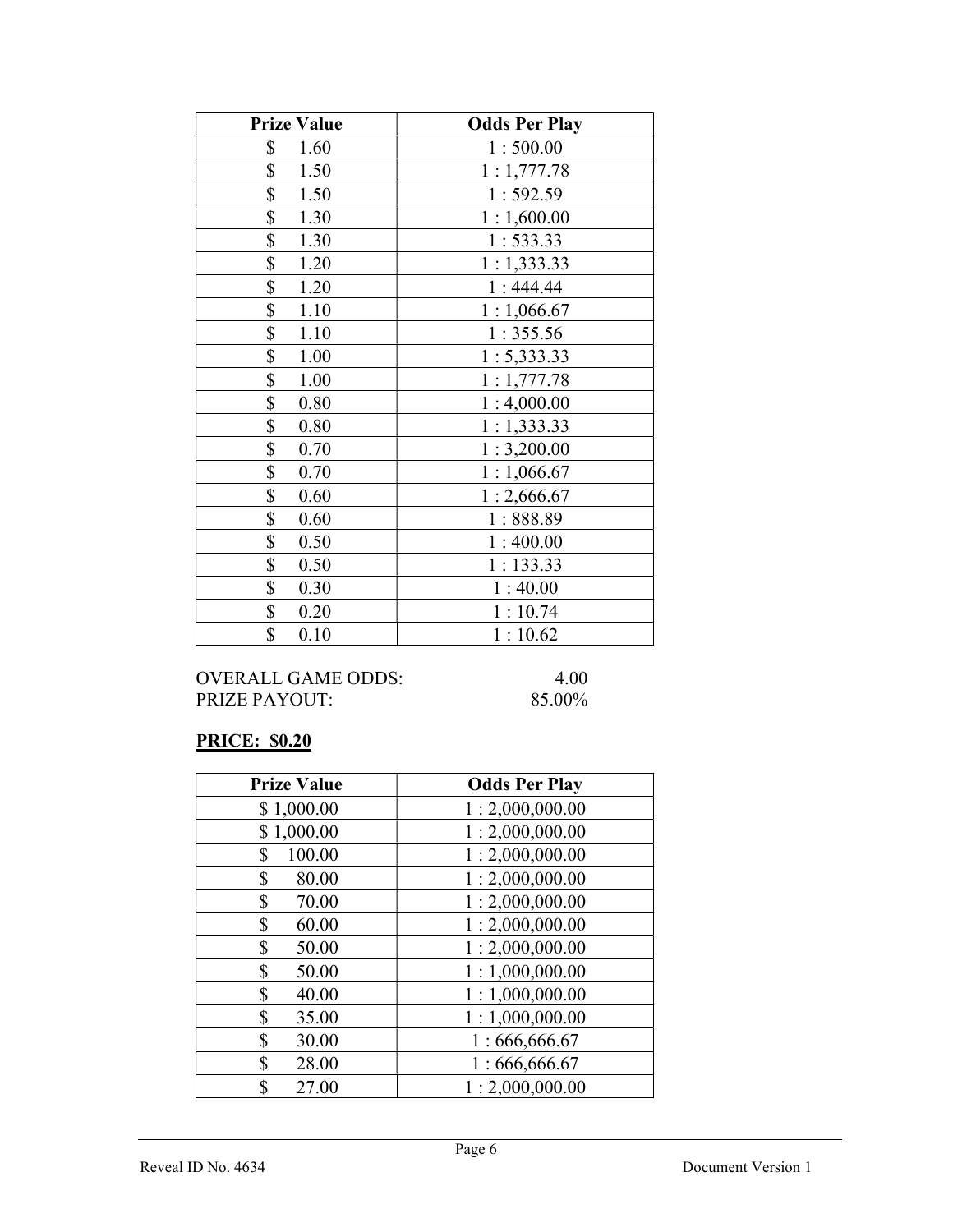| Prize Value | Odds Per Play |
|---|---|
| $ 1.60 | 1 : 500.00 |
| $ 1.50 | 1 : 1,777.78 |
| $ 1.50 | 1 : 592.59 |
| $ 1.30 | 1 : 1,600.00 |
| $ 1.30 | 1 : 533.33 |
| $ 1.20 | 1 : 1,333.33 |
| $ 1.20 | 1 : 444.44 |
| $ 1.10 | 1 : 1,066.67 |
| $ 1.10 | 1 : 355.56 |
| $ 1.00 | 1 : 5,333.33 |
| $ 1.00 | 1 : 1,777.78 |
| $ 0.80 | 1 : 4,000.00 |
| $ 0.80 | 1 : 1,333.33 |
| $ 0.70 | 1 : 3,200.00 |
| $ 0.70 | 1 : 1,066.67 |
| $ 0.60 | 1 : 2,666.67 |
| $ 0.60 | 1 : 888.89 |
| $ 0.50 | 1 : 400.00 |
| $ 0.50 | 1 : 133.33 |
| $ 0.30 | 1 : 40.00 |
| $ 0.20 | 1 : 10.74 |
| $ 0.10 | 1 : 10.62 |

OVERALL GAME ODDS: 4.00
PRIZE PAYOUT: 85.00%

**PRICE: $0.20**

| Prize Value | Odds Per Play |
|---|---|
| $ 1,000.00 | 1 : 2,000,000.00 |
| $ 1,000.00 | 1 : 2,000,000.00 |
| $ 100.00 | 1 : 2,000,000.00 |
| $ 80.00 | 1 : 2,000,000.00 |
| $ 70.00 | 1 : 2,000,000.00 |
| $ 60.00 | 1 : 2,000,000.00 |
| $ 50.00 | 1 : 2,000,000.00 |
| $ 50.00 | 1 : 1,000,000.00 |
| $ 40.00 | 1 : 1,000,000.00 |
| $ 35.00 | 1 : 1,000,000.00 |
| $ 30.00 | 1 : 666,666.67 |
| $ 28.00 | 1 : 666,666.67 |
| $ 27.00 | 1 : 2,000,000.00 |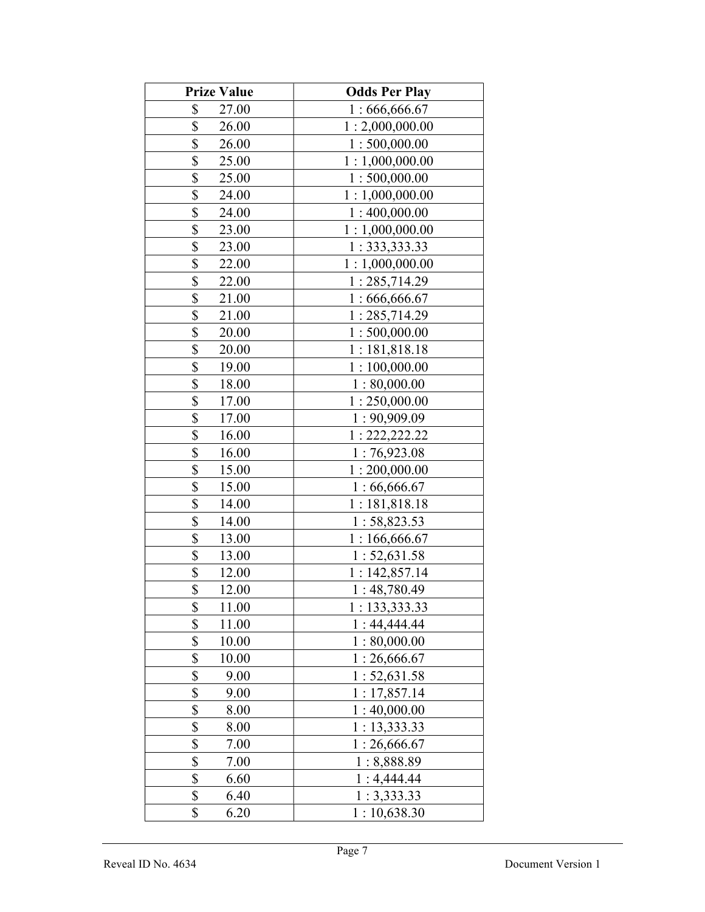| Prize Value | Odds Per Play |
|---|---|
| $ 27.00 | 1 : 666,666.67 |
| $ 26.00 | 1 : 2,000,000.00 |
| $ 26.00 | 1 : 500,000.00 |
| $ 25.00 | 1 : 1,000,000.00 |
| $ 25.00 | 1 : 500,000.00 |
| $ 24.00 | 1 : 1,000,000.00 |
| $ 24.00 | 1 : 400,000.00 |
| $ 23.00 | 1 : 1,000,000.00 |
| $ 23.00 | 1 : 333,333.33 |
| $ 22.00 | 1 : 1,000,000.00 |
| $ 22.00 | 1 : 285,714.29 |
| $ 21.00 | 1 : 666,666.67 |
| $ 21.00 | 1 : 285,714.29 |
| $ 20.00 | 1 : 500,000.00 |
| $ 20.00 | 1 : 181,818.18 |
| $ 19.00 | 1 : 100,000.00 |
| $ 18.00 | 1 : 80,000.00 |
| $ 17.00 | 1 : 250,000.00 |
| $ 17.00 | 1 : 90,909.09 |
| $ 16.00 | 1 : 222,222.22 |
| $ 16.00 | 1 : 76,923.08 |
| $ 15.00 | 1 : 200,000.00 |
| $ 15.00 | 1 : 66,666.67 |
| $ 14.00 | 1 : 181,818.18 |
| $ 14.00 | 1 : 58,823.53 |
| $ 13.00 | 1 : 166,666.67 |
| $ 13.00 | 1 : 52,631.58 |
| $ 12.00 | 1 : 142,857.14 |
| $ 12.00 | 1 : 48,780.49 |
| $ 11.00 | 1 : 133,333.33 |
| $ 11.00 | 1 : 44,444.44 |
| $ 10.00 | 1 : 80,000.00 |
| $ 10.00 | 1 : 26,666.67 |
| $ 9.00 | 1 : 52,631.58 |
| $ 9.00 | 1 : 17,857.14 |
| $ 8.00 | 1 : 40,000.00 |
| $ 8.00 | 1 : 13,333.33 |
| $ 7.00 | 1 : 26,666.67 |
| $ 7.00 | 1 : 8,888.89 |
| $ 6.60 | 1 : 4,444.44 |
| $ 6.40 | 1 : 3,333.33 |
| $ 6.20 | 1 : 10,638.30 |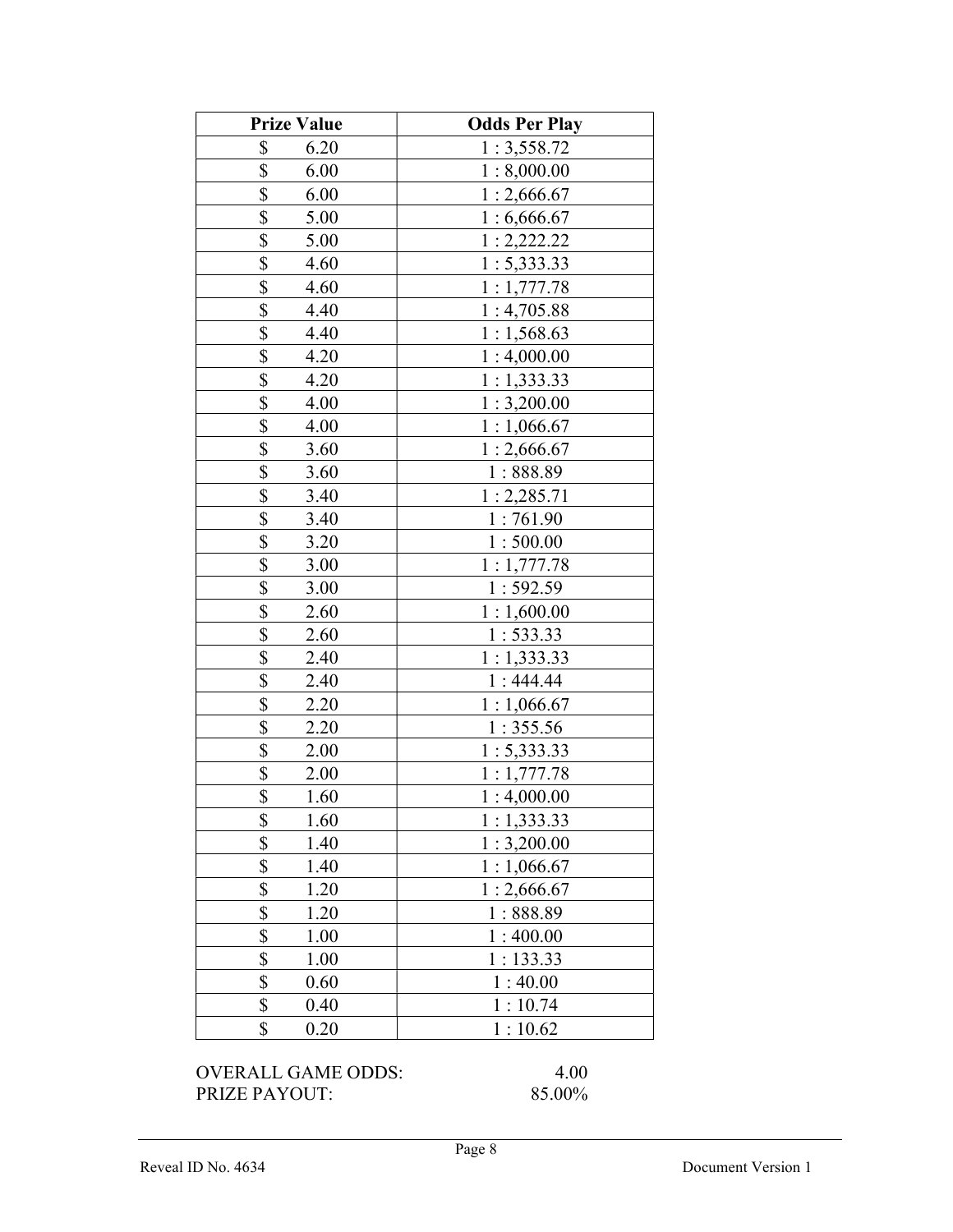| Prize Value | Odds Per Play |
|---|---|
| $ 6.20 | 1 : 3,558.72 |
| $ 6.00 | 1 : 8,000.00 |
| $ 6.00 | 1 : 2,666.67 |
| $ 5.00 | 1 : 6,666.67 |
| $ 5.00 | 1 : 2,222.22 |
| $ 4.60 | 1 : 5,333.33 |
| $ 4.60 | 1 : 1,777.78 |
| $ 4.40 | 1 : 4,705.88 |
| $ 4.40 | 1 : 1,568.63 |
| $ 4.20 | 1 : 4,000.00 |
| $ 4.20 | 1 : 1,333.33 |
| $ 4.00 | 1 : 3,200.00 |
| $ 4.00 | 1 : 1,066.67 |
| $ 3.60 | 1 : 2,666.67 |
| $ 3.60 | 1 : 888.89 |
| $ 3.40 | 1 : 2,285.71 |
| $ 3.40 | 1 : 761.90 |
| $ 3.20 | 1 : 500.00 |
| $ 3.00 | 1 : 1,777.78 |
| $ 3.00 | 1 : 592.59 |
| $ 2.60 | 1 : 1,600.00 |
| $ 2.60 | 1 : 533.33 |
| $ 2.40 | 1 : 1,333.33 |
| $ 2.40 | 1 : 444.44 |
| $ 2.20 | 1 : 1,066.67 |
| $ 2.20 | 1 : 355.56 |
| $ 2.00 | 1 : 5,333.33 |
| $ 2.00 | 1 : 1,777.78 |
| $ 1.60 | 1 : 4,000.00 |
| $ 1.60 | 1 : 1,333.33 |
| $ 1.40 | 1 : 3,200.00 |
| $ 1.40 | 1 : 1,066.67 |
| $ 1.20 | 1 : 2,666.67 |
| $ 1.20 | 1 : 888.89 |
| $ 1.00 | 1 : 400.00 |
| $ 1.00 | 1 : 133.33 |
| $ 0.60 | 1 : 40.00 |
| $ 0.40 | 1 : 10.74 |
| $ 0.20 | 1 : 10.62 |

OVERALL GAME ODDS: 4.00

PRIZE PAYOUT: 85.00%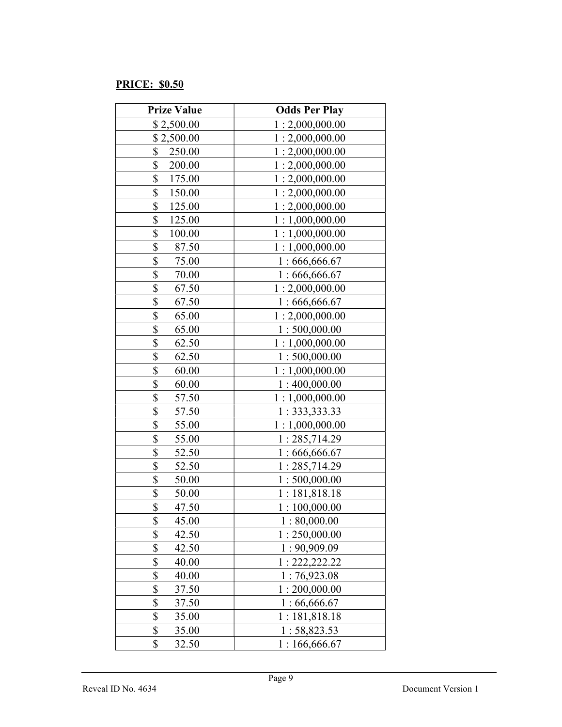**PRICE: $0.50**

| Prize Value | Odds Per Play |
|---|---|
| $ 2,500.00 | 1 : 2,000,000.00 |
| $ 2,500.00 | 1 : 2,000,000.00 |
| $ 250.00 | 1 : 2,000,000.00 |
| $ 200.00 | 1 : 2,000,000.00 |
| $ 175.00 | 1 : 2,000,000.00 |
| $ 150.00 | 1 : 2,000,000.00 |
| $ 125.00 | 1 : 2,000,000.00 |
| $ 125.00 | 1 : 1,000,000.00 |
| $ 100.00 | 1 : 1,000,000.00 |
| $ 87.50 | 1 : 1,000,000.00 |
| $ 75.00 | 1 : 666,666.67 |
| $ 70.00 | 1 : 666,666.67 |
| $ 67.50 | 1 : 2,000,000.00 |
| $ 67.50 | 1 : 666,666.67 |
| $ 65.00 | 1 : 2,000,000.00 |
| $ 65.00 | 1 : 500,000.00 |
| $ 62.50 | 1 : 1,000,000.00 |
| $ 62.50 | 1 : 500,000.00 |
| $ 60.00 | 1 : 1,000,000.00 |
| $ 60.00 | 1 : 400,000.00 |
| $ 57.50 | 1 : 1,000,000.00 |
| $ 57.50 | 1 : 333,333.33 |
| $ 55.00 | 1 : 1,000,000.00 |
| $ 55.00 | 1 : 285,714.29 |
| $ 52.50 | 1 : 666,666.67 |
| $ 52.50 | 1 : 285,714.29 |
| $ 50.00 | 1 : 500,000.00 |
| $ 50.00 | 1 : 181,818.18 |
| $ 47.50 | 1 : 100,000.00 |
| $ 45.00 | 1 : 80,000.00 |
| $ 42.50 | 1 : 250,000.00 |
| $ 42.50 | 1 : 90,909.09 |
| $ 40.00 | 1 : 222,222.22 |
| $ 40.00 | 1 : 76,923.08 |
| $ 37.50 | 1 : 200,000.00 |
| $ 37.50 | 1 : 66,666.67 |
| $ 35.00 | 1 : 181,818.18 |
| $ 35.00 | 1 : 58,823.53 |
| $ 32.50 | 1 : 166,666.67 |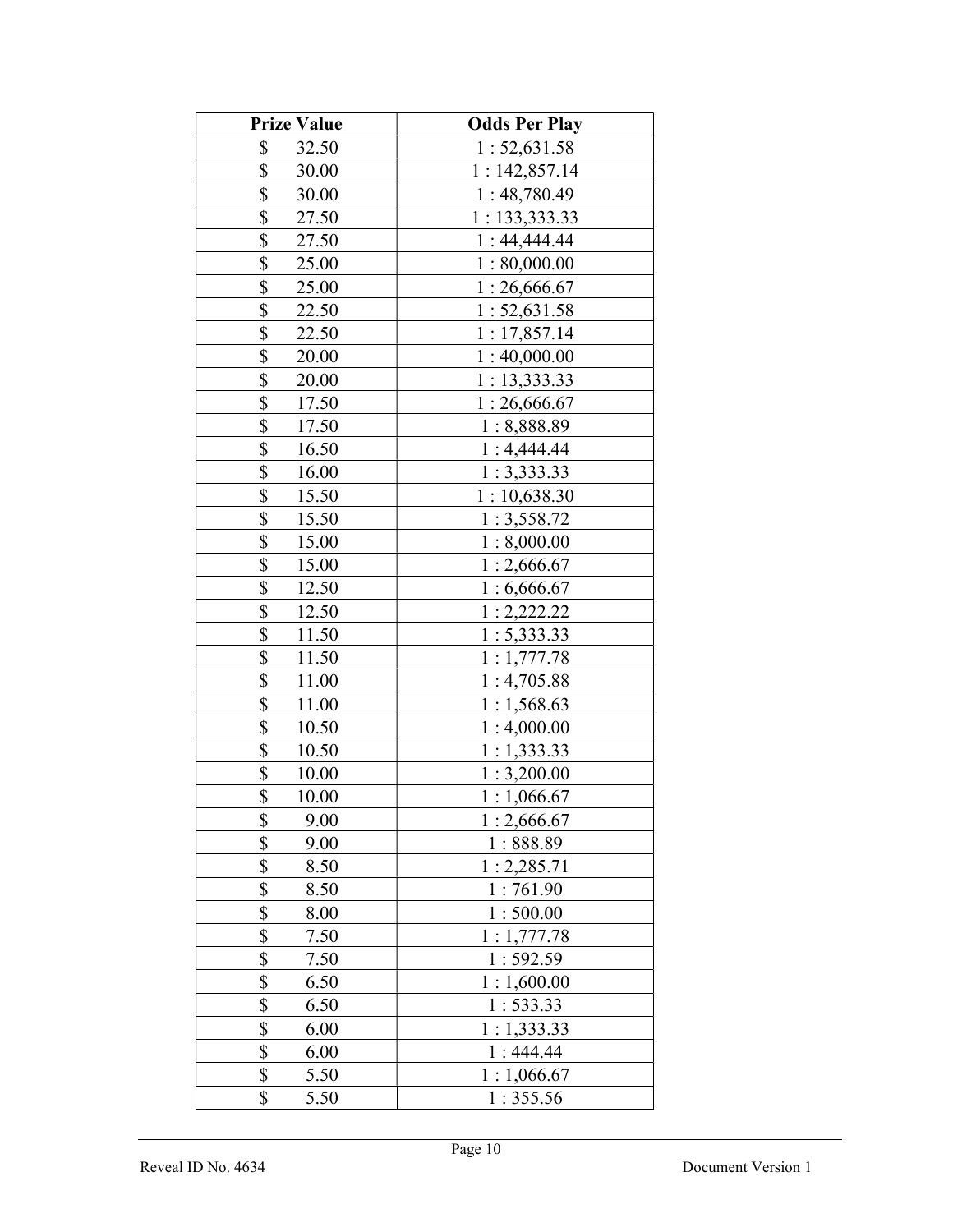| Prize Value | Odds Per Play |
| --- | --- |
| $ 32.50 | 1 : 52,631.58 |
| $ 30.00 | 1 : 142,857.14 |
| $ 30.00 | 1 : 48,780.49 |
| $ 27.50 | 1 : 133,333.33 |
| $ 27.50 | 1 : 44,444.44 |
| $ 25.00 | 1 : 80,000.00 |
| $ 25.00 | 1 : 26,666.67 |
| $ 22.50 | 1 : 52,631.58 |
| $ 22.50 | 1 : 17,857.14 |
| $ 20.00 | 1 : 40,000.00 |
| $ 20.00 | 1 : 13,333.33 |
| $ 17.50 | 1 : 26,666.67 |
| $ 17.50 | 1 : 8,888.89 |
| $ 16.50 | 1 : 4,444.44 |
| $ 16.00 | 1 : 3,333.33 |
| $ 15.50 | 1 : 10,638.30 |
| $ 15.50 | 1 : 3,558.72 |
| $ 15.00 | 1 : 8,000.00 |
| $ 15.00 | 1 : 2,666.67 |
| $ 12.50 | 1 : 6,666.67 |
| $ 12.50 | 1 : 2,222.22 |
| $ 11.50 | 1 : 5,333.33 |
| $ 11.50 | 1 : 1,777.78 |
| $ 11.00 | 1 : 4,705.88 |
| $ 11.00 | 1 : 1,568.63 |
| $ 10.50 | 1 : 4,000.00 |
| $ 10.50 | 1 : 1,333.33 |
| $ 10.00 | 1 : 3,200.00 |
| $ 10.00 | 1 : 1,066.67 |
| $ 9.00 | 1 : 2,666.67 |
| $ 9.00 | 1 : 888.89 |
| $ 8.50 | 1 : 2,285.71 |
| $ 8.50 | 1 : 761.90 |
| $ 8.00 | 1 : 500.00 |
| $ 7.50 | 1 : 1,777.78 |
| $ 7.50 | 1 : 592.59 |
| $ 6.50 | 1 : 1,600.00 |
| $ 6.50 | 1 : 533.33 |
| $ 6.00 | 1 : 1,333.33 |
| $ 6.00 | 1 : 444.44 |
| $ 5.50 | 1 : 1,066.67 |
| $ 5.50 | 1 : 355.56 |

Reveal ID No. 4634 Document Version 1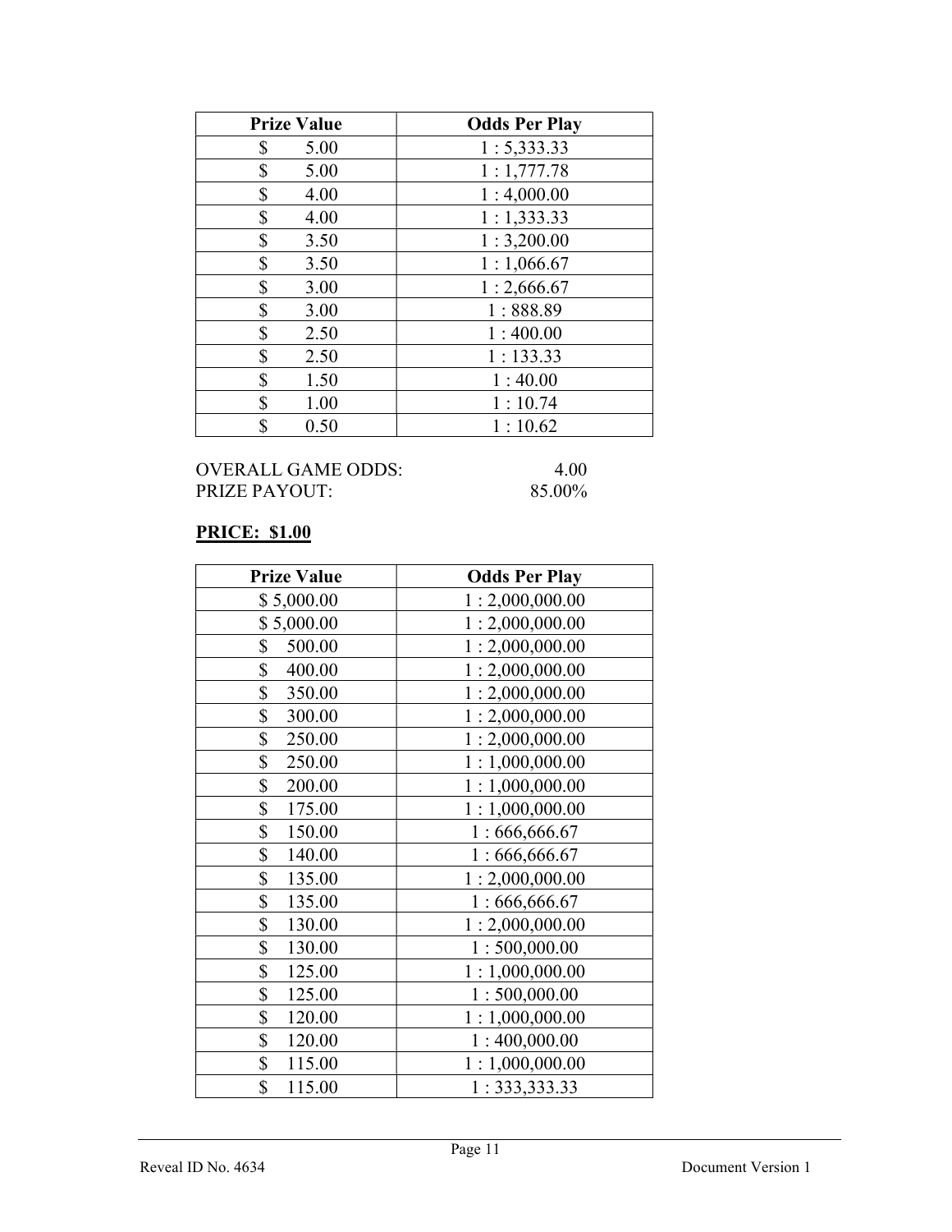| Prize Value | Odds Per Play |
| --- | --- |
| $ 5.00 | 1 : 5,333.33 |
| $ 5.00 | 1 : 1,777.78 |
| $ 4.00 | 1 : 4,000.00 |
| $ 4.00 | 1 : 1,333.33 |
| $ 3.50 | 1 : 3,200.00 |
| $ 3.50 | 1 : 1,066.67 |
| $ 3.00 | 1 : 2,666.67 |
| $ 3.00 | 1 : 888.89 |
| $ 2.50 | 1 : 400.00 |
| $ 2.50 | 1 : 133.33 |
| $ 1.50 | 1 : 40.00 |
| $ 1.00 | 1 : 10.74 |
| $ 0.50 | 1 : 10.62 |

OVERALL GAME ODDS: 4.00
PRIZE PAYOUT: 85.00%

**PRICE: $1.00**

| Prize Value | Odds Per Play |
| --- | --- |
| $ 5,000.00 | 1 : 2,000,000.00 |
| $ 5,000.00 | 1 : 2,000,000.00 |
| $ 500.00 | 1 : 2,000,000.00 |
| $ 400.00 | 1 : 2,000,000.00 |
| $ 350.00 | 1 : 2,000,000.00 |
| $ 300.00 | 1 : 2,000,000.00 |
| $ 250.00 | 1 : 2,000,000.00 |
| $ 250.00 | 1 : 1,000,000.00 |
| $ 200.00 | 1 : 1,000,000.00 |
| $ 175.00 | 1 : 1,000,000.00 |
| $ 150.00 | 1 : 666,666.67 |
| $ 140.00 | 1 : 666,666.67 |
| $ 135.00 | 1 : 2,000,000.00 |
| $ 135.00 | 1 : 666,666.67 |
| $ 130.00 | 1 : 2,000,000.00 |
| $ 130.00 | 1 : 500,000.00 |
| $ 125.00 | 1 : 1,000,000.00 |
| $ 125.00 | 1 : 500,000.00 |
| $ 120.00 | 1 : 1,000,000.00 |
| $ 120.00 | 1 : 400,000.00 |
| $ 115.00 | 1 : 1,000,000.00 |
| $ 115.00 | 1 : 333,333.33 |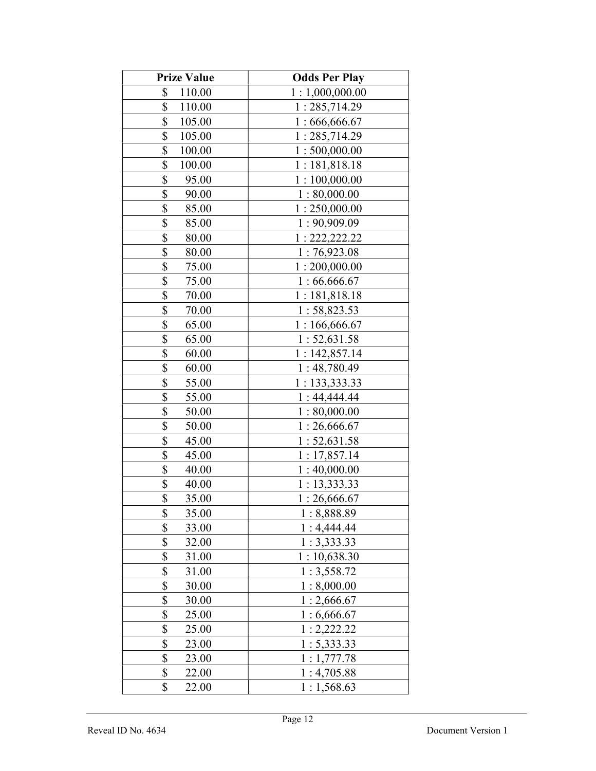| Prize Value | Odds Per Play |
|---|---|
| $ 110.00 | 1 : 1,000,000.00 |
| $ 110.00 | 1 : 285,714.29 |
| $ 105.00 | 1 : 666,666.67 |
| $ 105.00 | 1 : 285,714.29 |
| $ 100.00 | 1 : 500,000.00 |
| $ 100.00 | 1 : 181,818.18 |
| $ 95.00 | 1 : 100,000.00 |
| $ 90.00 | 1 : 80,000.00 |
| $ 85.00 | 1 : 250,000.00 |
| $ 85.00 | 1 : 90,909.09 |
| $ 80.00 | 1 : 222,222.22 |
| $ 80.00 | 1 : 76,923.08 |
| $ 75.00 | 1 : 200,000.00 |
| $ 75.00 | 1 : 66,666.67 |
| $ 70.00 | 1 : 181,818.18 |
| $ 70.00 | 1 : 58,823.53 |
| $ 65.00 | 1 : 166,666.67 |
| $ 65.00 | 1 : 52,631.58 |
| $ 60.00 | 1 : 142,857.14 |
| $ 60.00 | 1 : 48,780.49 |
| $ 55.00 | 1 : 133,333.33 |
| $ 55.00 | 1 : 44,444.44 |
| $ 50.00 | 1 : 80,000.00 |
| $ 50.00 | 1 : 26,666.67 |
| $ 45.00 | 1 : 52,631.58 |
| $ 45.00 | 1 : 17,857.14 |
| $ 40.00 | 1 : 40,000.00 |
| $ 40.00 | 1 : 13,333.33 |
| $ 35.00 | 1 : 26,666.67 |
| $ 35.00 | 1 : 8,888.89 |
| $ 33.00 | 1 : 4,444.44 |
| $ 32.00 | 1 : 3,333.33 |
| $ 31.00 | 1 : 10,638.30 |
| $ 31.00 | 1 : 3,558.72 |
| $ 30.00 | 1 : 8,000.00 |
| $ 30.00 | 1 : 2,666.67 |
| $ 25.00 | 1 : 6,666.67 |
| $ 25.00 | 1 : 2,222.22 |
| $ 23.00 | 1 : 5,333.33 |
| $ 23.00 | 1 : 1,777.78 |
| $ 22.00 | 1 : 4,705.88 |
| $ 22.00 | 1 : 1,568.63 |

Reveal ID No. 4634 | Document Version 1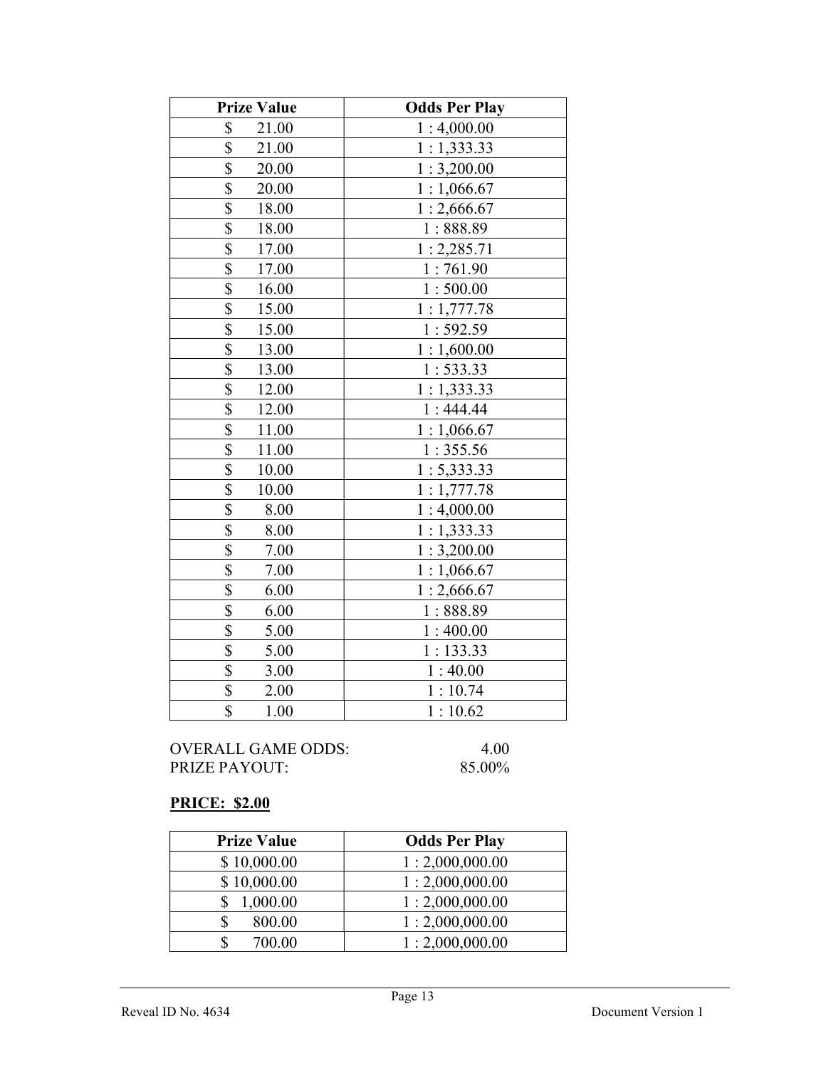| Prize Value | Odds Per Play |
|---|---|
| $ 21.00 | 1 : 4,000.00 |
| $ 21.00 | 1 : 1,333.33 |
| $ 20.00 | 1 : 3,200.00 |
| $ 20.00 | 1 : 1,066.67 |
| $ 18.00 | 1 : 2,666.67 |
| $ 18.00 | 1 : 888.89 |
| $ 17.00 | 1 : 2,285.71 |
| $ 17.00 | 1 : 761.90 |
| $ 16.00 | 1 : 500.00 |
| $ 15.00 | 1 : 1,777.78 |
| $ 15.00 | 1 : 592.59 |
| $ 13.00 | 1 : 1,600.00 |
| $ 13.00 | 1 : 533.33 |
| $ 12.00 | 1 : 1,333.33 |
| $ 12.00 | 1 : 444.44 |
| $ 11.00 | 1 : 1,066.67 |
| $ 11.00 | 1 : 355.56 |
| $ 10.00 | 1 : 5,333.33 |
| $ 10.00 | 1 : 1,777.78 |
| $ 8.00 | 1 : 4,000.00 |
| $ 8.00 | 1 : 1,333.33 |
| $ 7.00 | 1 : 3,200.00 |
| $ 7.00 | 1 : 1,066.67 |
| $ 6.00 | 1 : 2,666.67 |
| $ 6.00 | 1 : 888.89 |
| $ 5.00 | 1 : 400.00 |
| $ 5.00 | 1 : 133.33 |
| $ 3.00 | 1 : 40.00 |
| $ 2.00 | 1 : 10.74 |
| $ 1.00 | 1 : 10.62 |

OVERALL GAME ODDS: 4.00
PRIZE PAYOUT: 85.00%

**PRICE: $2.00**

| Prize Value | Odds Per Play |
|---|---|
| $ 10,000.00 | 1 : 2,000,000.00 |
| $ 10,000.00 | 1 : 2,000,000.00 |
| $ 1,000.00 | 1 : 2,000,000.00 |
| $ 800.00 | 1 : 2,000,000.00 |
| $ 700.00 | 1 : 2,000,000.00 |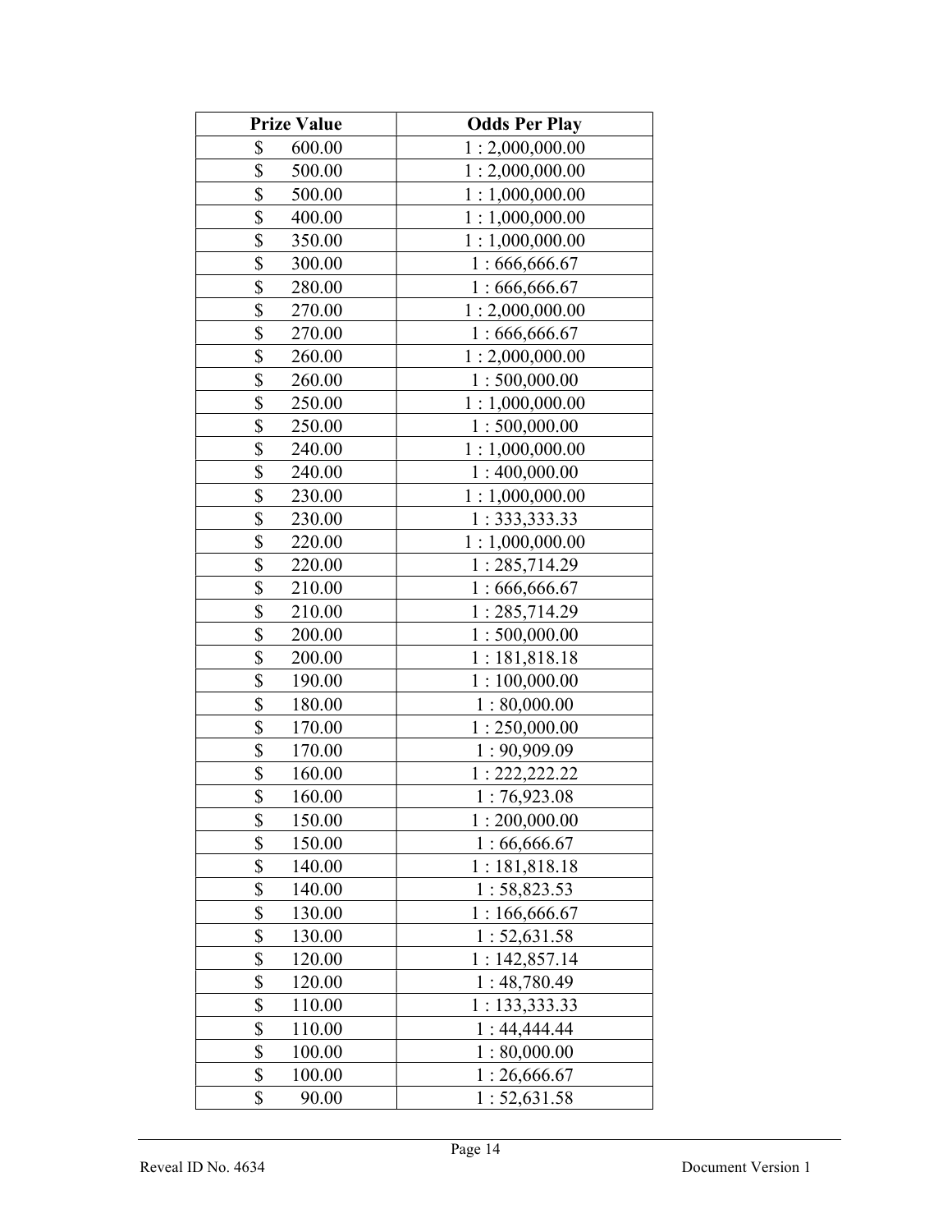| Prize Value | Odds Per Play |
|---|---|
| $ 600.00 | 1 : 2,000,000.00 |
| $ 500.00 | 1 : 2,000,000.00 |
| $ 500.00 | 1 : 1,000,000.00 |
| $ 400.00 | 1 : 1,000,000.00 |
| $ 350.00 | 1 : 1,000,000.00 |
| $ 300.00 | 1 : 666,666.67 |
| $ 280.00 | 1 : 666,666.67 |
| $ 270.00 | 1 : 2,000,000.00 |
| $ 270.00 | 1 : 666,666.67 |
| $ 260.00 | 1 : 2,000,000.00 |
| $ 260.00 | 1 : 500,000.00 |
| $ 250.00 | 1 : 1,000,000.00 |
| $ 250.00 | 1 : 500,000.00 |
| $ 240.00 | 1 : 1,000,000.00 |
| $ 240.00 | 1 : 400,000.00 |
| $ 230.00 | 1 : 1,000,000.00 |
| $ 230.00 | 1 : 333,333.33 |
| $ 220.00 | 1 : 1,000,000.00 |
| $ 220.00 | 1 : 285,714.29 |
| $ 210.00 | 1 : 666,666.67 |
| $ 210.00 | 1 : 285,714.29 |
| $ 200.00 | 1 : 500,000.00 |
| $ 200.00 | 1 : 181,818.18 |
| $ 190.00 | 1 : 100,000.00 |
| $ 180.00 | 1 : 80,000.00 |
| $ 170.00 | 1 : 250,000.00 |
| $ 170.00 | 1 : 90,909.09 |
| $ 160.00 | 1 : 222,222.22 |
| $ 160.00 | 1 : 76,923.08 |
| $ 150.00 | 1 : 200,000.00 |
| $ 150.00 | 1 : 66,666.67 |
| $ 140.00 | 1 : 181,818.18 |
| $ 140.00 | 1 : 58,823.53 |
| $ 130.00 | 1 : 166,666.67 |
| $ 130.00 | 1 : 52,631.58 |
| $ 120.00 | 1 : 142,857.14 |
| $ 120.00 | 1 : 48,780.49 |
| $ 110.00 | 1 : 133,333.33 |
| $ 110.00 | 1 : 44,444.44 |
| $ 100.00 | 1 : 80,000.00 |
| $ 100.00 | 1 : 26,666.67 |
| $ 90.00 | 1 : 52,631.58 |

Reveal ID No. 4634 Document Version 1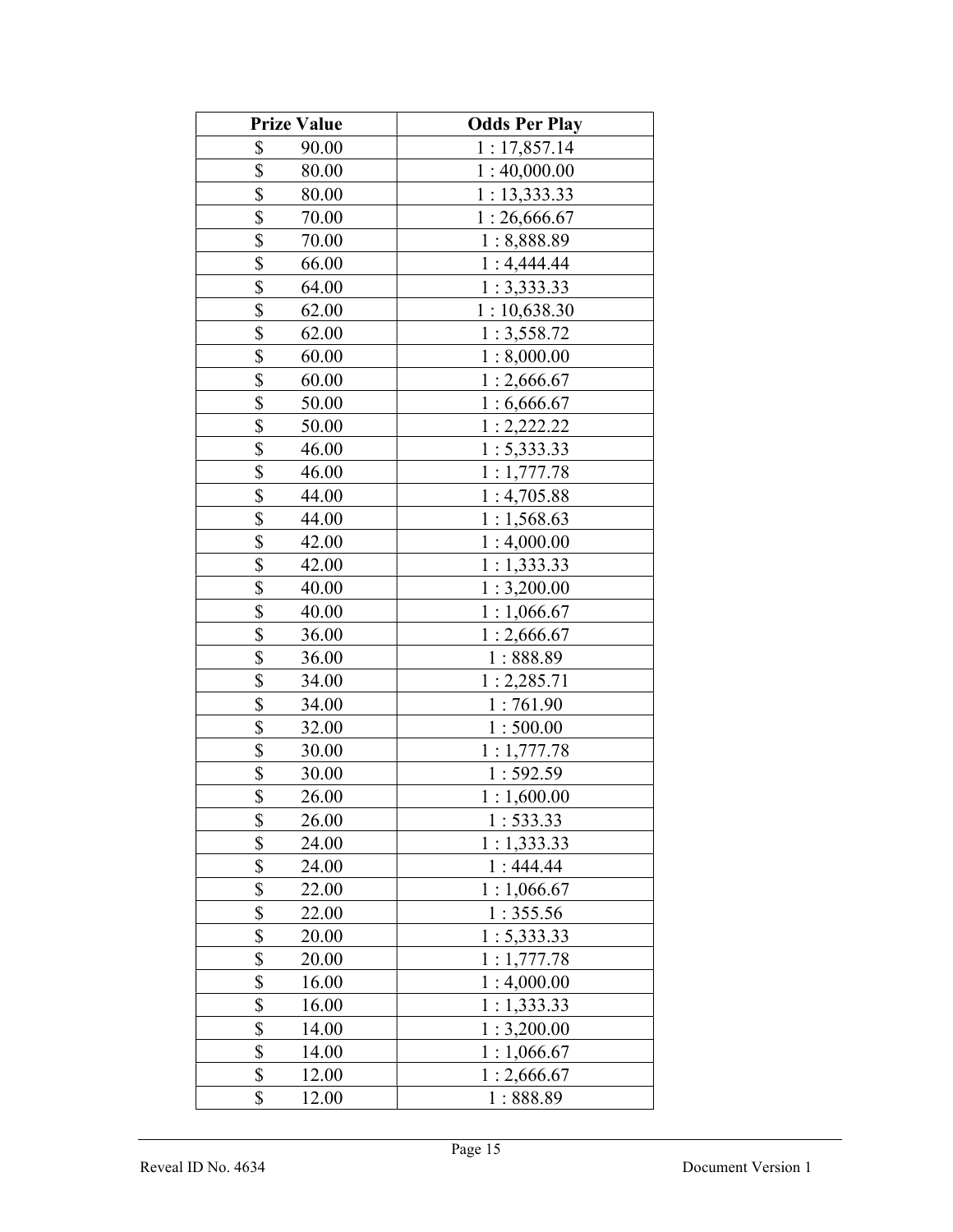| Prize Value | Odds Per Play |
|---|---|
| $ 90.00 | 1 : 17,857.14 |
| $ 80.00 | 1 : 40,000.00 |
| $ 80.00 | 1 : 13,333.33 |
| $ 70.00 | 1 : 26,666.67 |
| $ 70.00 | 1 : 8,888.89 |
| $ 66.00 | 1 : 4,444.44 |
| $ 64.00 | 1 : 3,333.33 |
| $ 62.00 | 1 : 10,638.30 |
| $ 62.00 | 1 : 3,558.72 |
| $ 60.00 | 1 : 8,000.00 |
| $ 60.00 | 1 : 2,666.67 |
| $ 50.00 | 1 : 6,666.67 |
| $ 50.00 | 1 : 2,222.22 |
| $ 46.00 | 1 : 5,333.33 |
| $ 46.00 | 1 : 1,777.78 |
| $ 44.00 | 1 : 4,705.88 |
| $ 44.00 | 1 : 1,568.63 |
| $ 42.00 | 1 : 4,000.00 |
| $ 42.00 | 1 : 1,333.33 |
| $ 40.00 | 1 : 3,200.00 |
| $ 40.00 | 1 : 1,066.67 |
| $ 36.00 | 1 : 2,666.67 |
| $ 36.00 | 1 : 888.89 |
| $ 34.00 | 1 : 2,285.71 |
| $ 34.00 | 1 : 761.90 |
| $ 32.00 | 1 : 500.00 |
| $ 30.00 | 1 : 1,777.78 |
| $ 30.00 | 1 : 592.59 |
| $ 26.00 | 1 : 1,600.00 |
| $ 26.00 | 1 : 533.33 |
| $ 24.00 | 1 : 1,333.33 |
| $ 24.00 | 1 : 444.44 |
| $ 22.00 | 1 : 1,066.67 |
| $ 22.00 | 1 : 355.56 |
| $ 20.00 | 1 : 5,333.33 |
| $ 20.00 | 1 : 1,777.78 |
| $ 16.00 | 1 : 4,000.00 |
| $ 16.00 | 1 : 1,333.33 |
| $ 14.00 | 1 : 3,200.00 |
| $ 14.00 | 1 : 1,066.67 |
| $ 12.00 | 1 : 2,666.67 |
| $ 12.00 | 1 : 888.89 |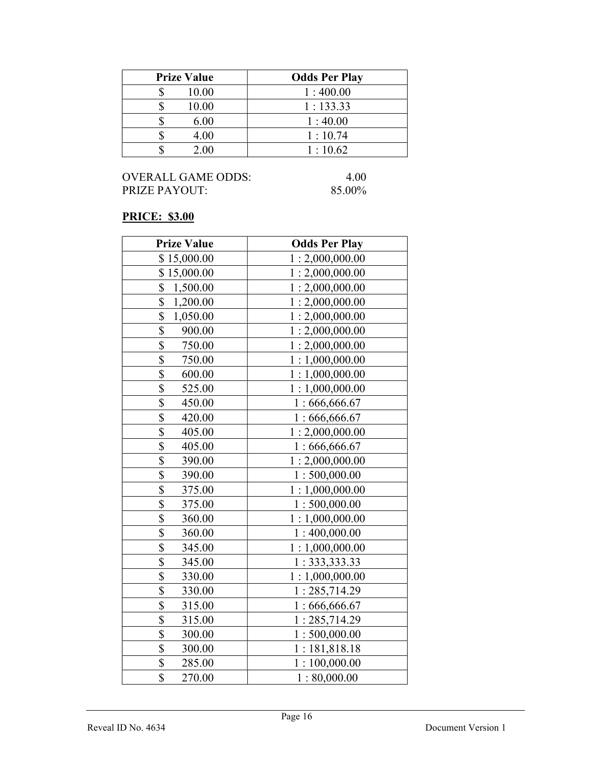| Prize Value | Odds Per Play |
| --- | --- |
| $ 10.00 | 1 : 400.00 |
| $ 10.00 | 1 : 133.33 |
| $ 6.00 | 1 : 40.00 |
| $ 4.00 | 1 : 10.74 |
| $ 2.00 | 1 : 10.62 |

OVERALL GAME ODDS: 4.00
PRIZE PAYOUT: 85.00%

**PRICE: $3.00**

| Prize Value | Odds Per Play |
| --- | --- |
| $ 15,000.00 | 1 : 2,000,000.00 |
| $ 15,000.00 | 1 : 2,000,000.00 |
| $ 1,500.00 | 1 : 2,000,000.00 |
| $ 1,200.00 | 1 : 2,000,000.00 |
| $ 1,050.00 | 1 : 2,000,000.00 |
| $ 900.00 | 1 : 2,000,000.00 |
| $ 750.00 | 1 : 2,000,000.00 |
| $ 750.00 | 1 : 1,000,000.00 |
| $ 600.00 | 1 : 1,000,000.00 |
| $ 525.00 | 1 : 1,000,000.00 |
| $ 450.00 | 1 : 666,666.67 |
| $ 420.00 | 1 : 666,666.67 |
| $ 405.00 | 1 : 2,000,000.00 |
| $ 405.00 | 1 : 666,666.67 |
| $ 390.00 | 1 : 2,000,000.00 |
| $ 390.00 | 1 : 500,000.00 |
| $ 375.00 | 1 : 1,000,000.00 |
| $ 375.00 | 1 : 500,000.00 |
| $ 360.00 | 1 : 1,000,000.00 |
| $ 360.00 | 1 : 400,000.00 |
| $ 345.00 | 1 : 1,000,000.00 |
| $ 345.00 | 1 : 333,333.33 |
| $ 330.00 | 1 : 1,000,000.00 |
| $ 330.00 | 1 : 285,714.29 |
| $ 315.00 | 1 : 666,666.67 |
| $ 315.00 | 1 : 285,714.29 |
| $ 300.00 | 1 : 500,000.00 |
| $ 300.00 | 1 : 181,818.18 |
| $ 285.00 | 1 : 100,000.00 |
| $ 270.00 | 1 : 80,000.00 |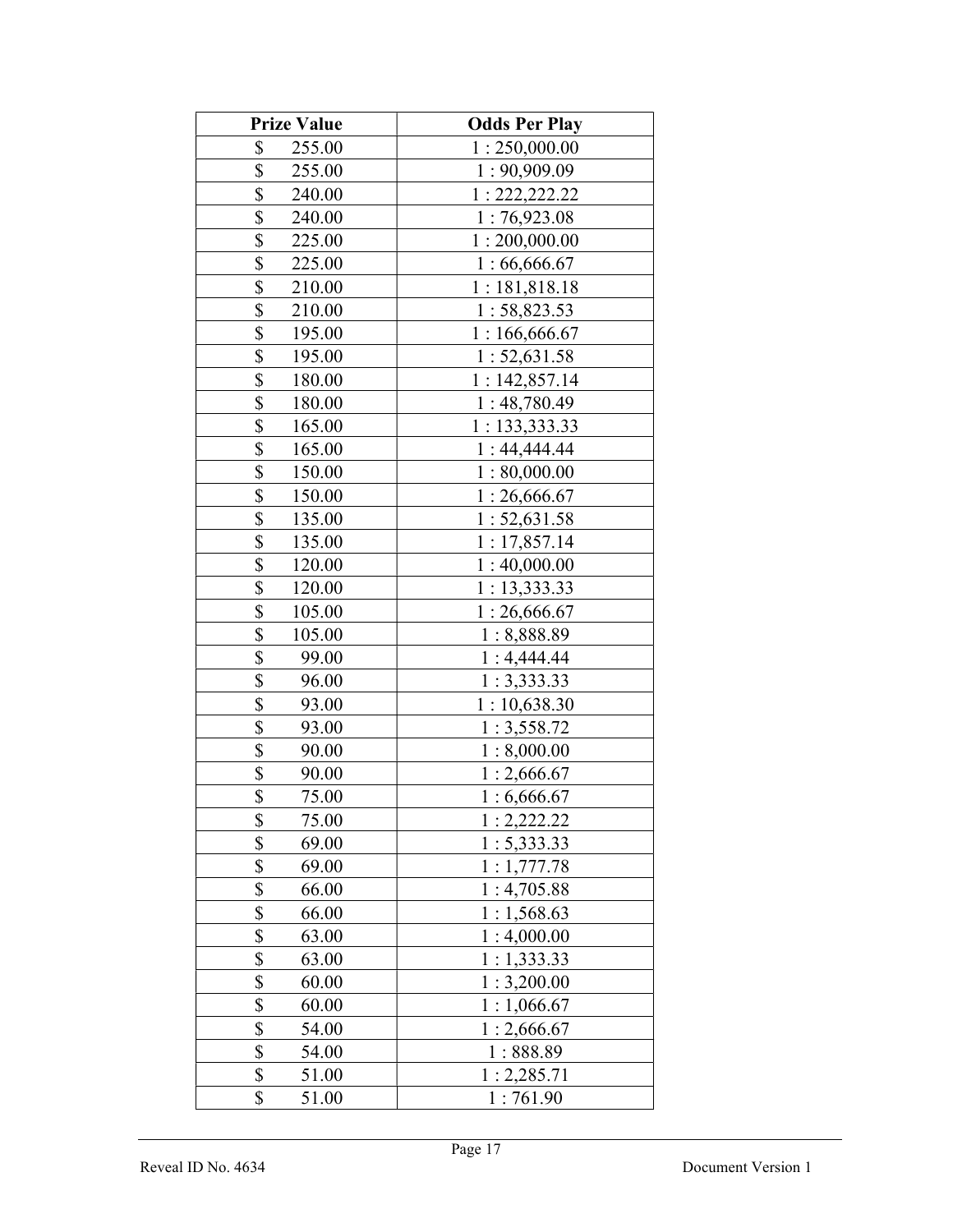| Prize Value | Odds Per Play |
|---|---|
| $ 255.00 | 1 : 250,000.00 |
| $ 255.00 | 1 : 90,909.09 |
| $ 240.00 | 1 : 222,222.22 |
| $ 240.00 | 1 : 76,923.08 |
| $ 225.00 | 1 : 200,000.00 |
| $ 225.00 | 1 : 66,666.67 |
| $ 210.00 | 1 : 181,818.18 |
| $ 210.00 | 1 : 58,823.53 |
| $ 195.00 | 1 : 166,666.67 |
| $ 195.00 | 1 : 52,631.58 |
| $ 180.00 | 1 : 142,857.14 |
| $ 180.00 | 1 : 48,780.49 |
| $ 165.00 | 1 : 133,333.33 |
| $ 165.00 | 1 : 44,444.44 |
| $ 150.00 | 1 : 80,000.00 |
| $ 150.00 | 1 : 26,666.67 |
| $ 135.00 | 1 : 52,631.58 |
| $ 135.00 | 1 : 17,857.14 |
| $ 120.00 | 1 : 40,000.00 |
| $ 120.00 | 1 : 13,333.33 |
| $ 105.00 | 1 : 26,666.67 |
| $ 105.00 | 1 : 8,888.89 |
| $ 99.00 | 1 : 4,444.44 |
| $ 96.00 | 1 : 3,333.33 |
| $ 93.00 | 1 : 10,638.30 |
| $ 93.00 | 1 : 3,558.72 |
| $ 90.00 | 1 : 8,000.00 |
| $ 90.00 | 1 : 2,666.67 |
| $ 75.00 | 1 : 6,666.67 |
| $ 75.00 | 1 : 2,222.22 |
| $ 69.00 | 1 : 5,333.33 |
| $ 69.00 | 1 : 1,777.78 |
| $ 66.00 | 1 : 4,705.88 |
| $ 66.00 | 1 : 1,568.63 |
| $ 63.00 | 1 : 4,000.00 |
| $ 63.00 | 1 : 1,333.33 |
| $ 60.00 | 1 : 3,200.00 |
| $ 60.00 | 1 : 1,066.67 |
| $ 54.00 | 1 : 2,666.67 |
| $ 54.00 | 1 : 888.89 |
| $ 51.00 | 1 : 2,285.71 |
| $ 51.00 | 1 : 761.90 |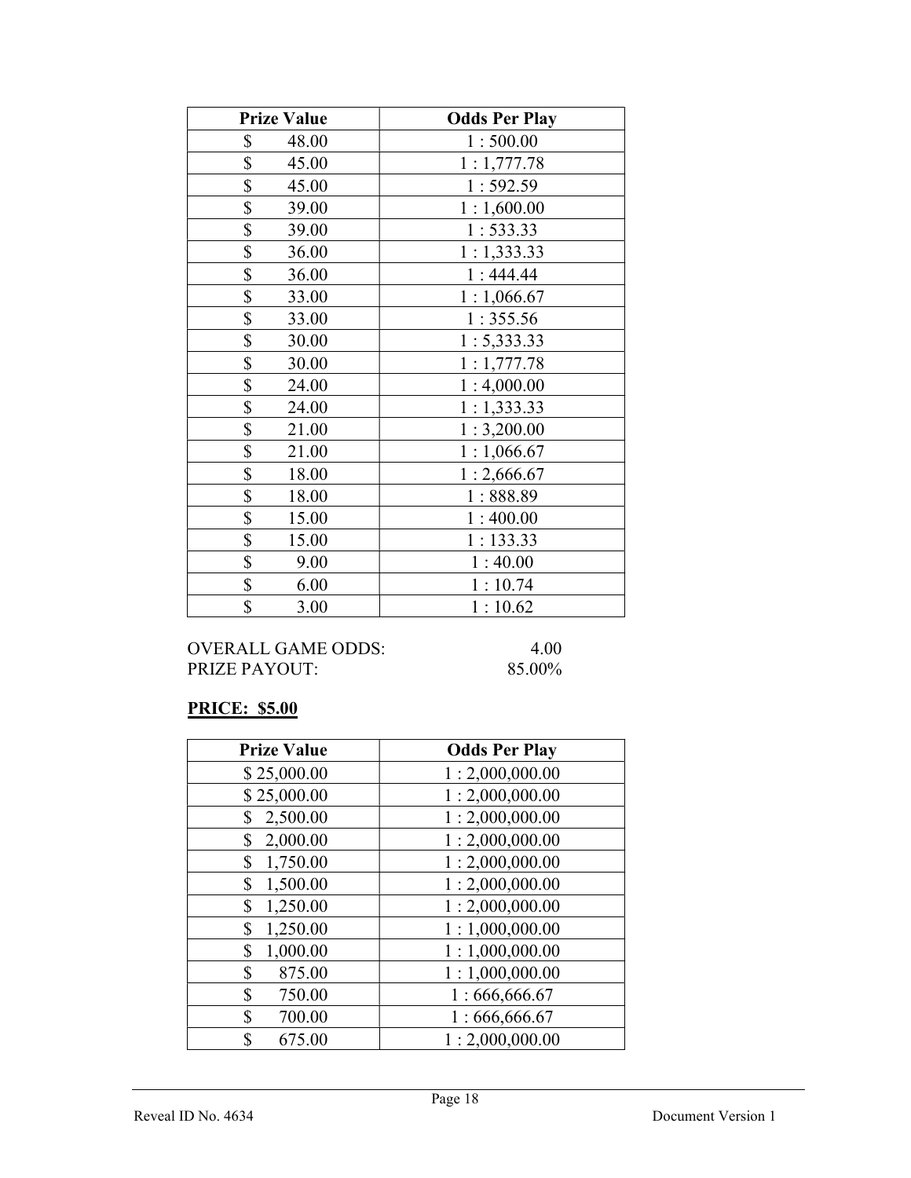| Prize Value | Odds Per Play |
|---|---|
| $ 48.00 | 1 : 500.00 |
| $ 45.00 | 1 : 1,777.78 |
| $ 45.00 | 1 : 592.59 |
| $ 39.00 | 1 : 1,600.00 |
| $ 39.00 | 1 : 533.33 |
| $ 36.00 | 1 : 1,333.33 |
| $ 36.00 | 1 : 444.44 |
| $ 33.00 | 1 : 1,066.67 |
| $ 33.00 | 1 : 355.56 |
| $ 30.00 | 1 : 5,333.33 |
| $ 30.00 | 1 : 1,777.78 |
| $ 24.00 | 1 : 4,000.00 |
| $ 24.00 | 1 : 1,333.33 |
| $ 21.00 | 1 : 3,200.00 |
| $ 21.00 | 1 : 1,066.67 |
| $ 18.00 | 1 : 2,666.67 |
| $ 18.00 | 1 : 888.89 |
| $ 15.00 | 1 : 400.00 |
| $ 15.00 | 1 : 133.33 |
| $ 9.00 | 1 : 40.00 |
| $ 6.00 | 1 : 10.74 |
| $ 3.00 | 1 : 10.62 |

OVERALL GAME ODDS: 4.00
PRIZE PAYOUT: 85.00%

**PRICE: $5.00**

| Prize Value | Odds Per Play |
|---|---|
| $ 25,000.00 | 1 : 2,000,000.00 |
| $ 25,000.00 | 1 : 2,000,000.00 |
| $ 2,500.00 | 1 : 2,000,000.00 |
| $ 2,000.00 | 1 : 2,000,000.00 |
| $ 1,750.00 | 1 : 2,000,000.00 |
| $ 1,500.00 | 1 : 2,000,000.00 |
| $ 1,250.00 | 1 : 2,000,000.00 |
| $ 1,250.00 | 1 : 1,000,000.00 |
| $ 1,000.00 | 1 : 1,000,000.00 |
| $ 875.00 | 1 : 1,000,000.00 |
| $ 750.00 | 1 : 666,666.67 |
| $ 700.00 | 1 : 666,666.67 |
| $ 675.00 | 1 : 2,000,000.00 |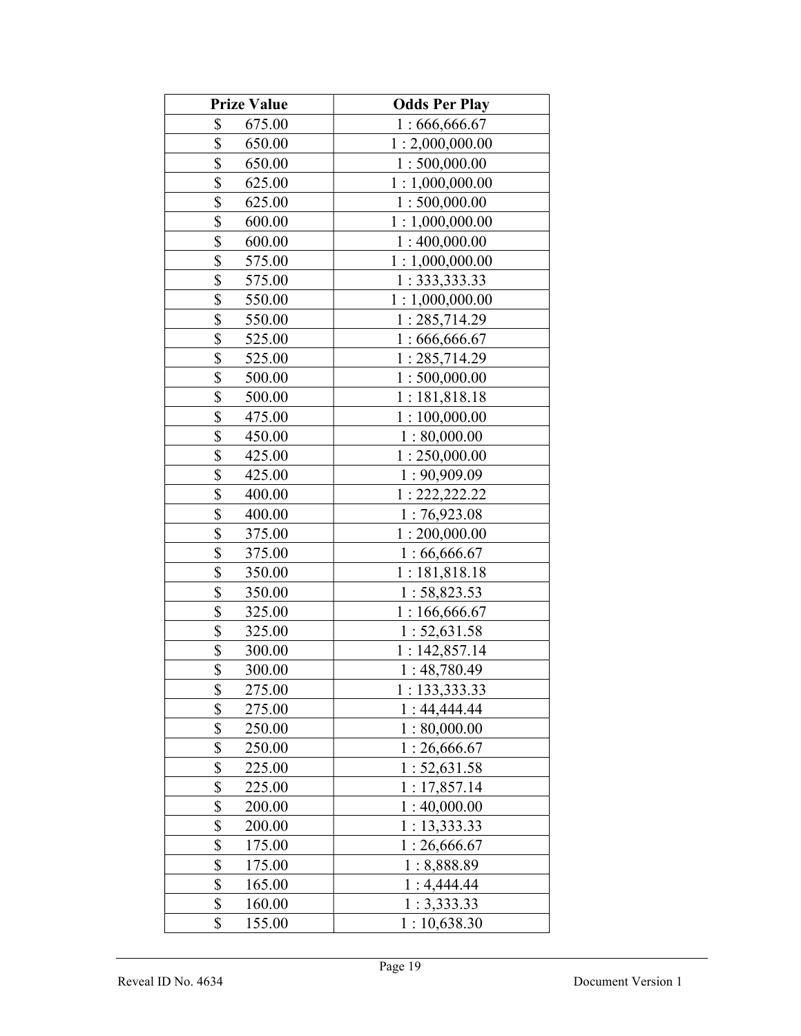| Prize Value | Odds Per Play |
|---|---|
| $ 675.00 | 1 : 666,666.67 |
| $ 650.00 | 1 : 2,000,000.00 |
| $ 650.00 | 1 : 500,000.00 |
| $ 625.00 | 1 : 1,000,000.00 |
| $ 625.00 | 1 : 500,000.00 |
| $ 600.00 | 1 : 1,000,000.00 |
| $ 600.00 | 1 : 400,000.00 |
| $ 575.00 | 1 : 1,000,000.00 |
| $ 575.00 | 1 : 333,333.33 |
| $ 550.00 | 1 : 1,000,000.00 |
| $ 550.00 | 1 : 285,714.29 |
| $ 525.00 | 1 : 666,666.67 |
| $ 525.00 | 1 : 285,714.29 |
| $ 500.00 | 1 : 500,000.00 |
| $ 500.00 | 1 : 181,818.18 |
| $ 475.00 | 1 : 100,000.00 |
| $ 450.00 | 1 : 80,000.00 |
| $ 425.00 | 1 : 250,000.00 |
| $ 425.00 | 1 : 90,909.09 |
| $ 400.00 | 1 : 222,222.22 |
| $ 400.00 | 1 : 76,923.08 |
| $ 375.00 | 1 : 200,000.00 |
| $ 375.00 | 1 : 66,666.67 |
| $ 350.00 | 1 : 181,818.18 |
| $ 350.00 | 1 : 58,823.53 |
| $ 325.00 | 1 : 166,666.67 |
| $ 325.00 | 1 : 52,631.58 |
| $ 300.00 | 1 : 142,857.14 |
| $ 300.00 | 1 : 48,780.49 |
| $ 275.00 | 1 : 133,333.33 |
| $ 275.00 | 1 : 44,444.44 |
| $ 250.00 | 1 : 80,000.00 |
| $ 250.00 | 1 : 26,666.67 |
| $ 225.00 | 1 : 52,631.58 |
| $ 225.00 | 1 : 17,857.14 |
| $ 200.00 | 1 : 40,000.00 |
| $ 200.00 | 1 : 13,333.33 |
| $ 175.00 | 1 : 26,666.67 |
| $ 175.00 | 1 : 8,888.89 |
| $ 165.00 | 1 : 4,444.44 |
| $ 160.00 | 1 : 3,333.33 |
| $ 155.00 | 1 : 10,638.30 |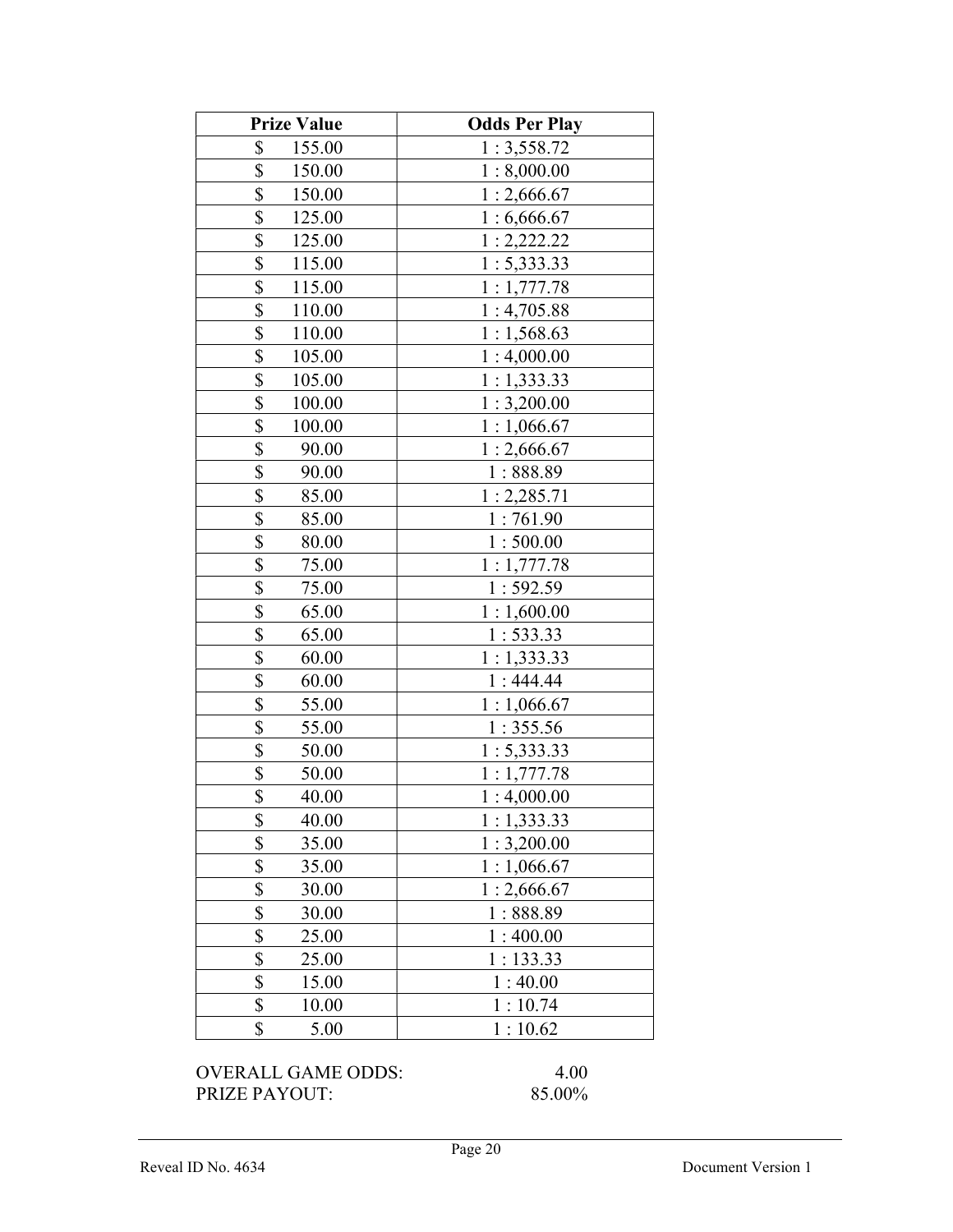| Prize Value | Odds Per Play |
|---|---|
| $ 155.00 | 1 : 3,558.72 |
| $ 150.00 | 1 : 8,000.00 |
| $ 150.00 | 1 : 2,666.67 |
| $ 125.00 | 1 : 6,666.67 |
| $ 125.00 | 1 : 2,222.22 |
| $ 115.00 | 1 : 5,333.33 |
| $ 115.00 | 1 : 1,777.78 |
| $ 110.00 | 1 : 4,705.88 |
| $ 110.00 | 1 : 1,568.63 |
| $ 105.00 | 1 : 4,000.00 |
| $ 105.00 | 1 : 1,333.33 |
| $ 100.00 | 1 : 3,200.00 |
| $ 100.00 | 1 : 1,066.67 |
| $ 90.00 | 1 : 2,666.67 |
| $ 90.00 | 1 : 888.89 |
| $ 85.00 | 1 : 2,285.71 |
| $ 85.00 | 1 : 761.90 |
| $ 80.00 | 1 : 500.00 |
| $ 75.00 | 1 : 1,777.78 |
| $ 75.00 | 1 : 592.59 |
| $ 65.00 | 1 : 1,600.00 |
| $ 65.00 | 1 : 533.33 |
| $ 60.00 | 1 : 1,333.33 |
| $ 60.00 | 1 : 444.44 |
| $ 55.00 | 1 : 1,066.67 |
| $ 55.00 | 1 : 355.56 |
| $ 50.00 | 1 : 5,333.33 |
| $ 50.00 | 1 : 1,777.78 |
| $ 40.00 | 1 : 4,000.00 |
| $ 40.00 | 1 : 1,333.33 |
| $ 35.00 | 1 : 3,200.00 |
| $ 35.00 | 1 : 1,066.67 |
| $ 30.00 | 1 : 2,666.67 |
| $ 30.00 | 1 : 888.89 |
| $ 25.00 | 1 : 400.00 |
| $ 25.00 | 1 : 133.33 |
| $ 15.00 | 1 : 40.00 |
| $ 10.00 | 1 : 10.74 |
| $ 5.00 | 1 : 10.62 |

OVERALL GAME ODDS: 4.00
PRIZE PAYOUT: 85.00%

Reveal ID No. 4634

Document Version 1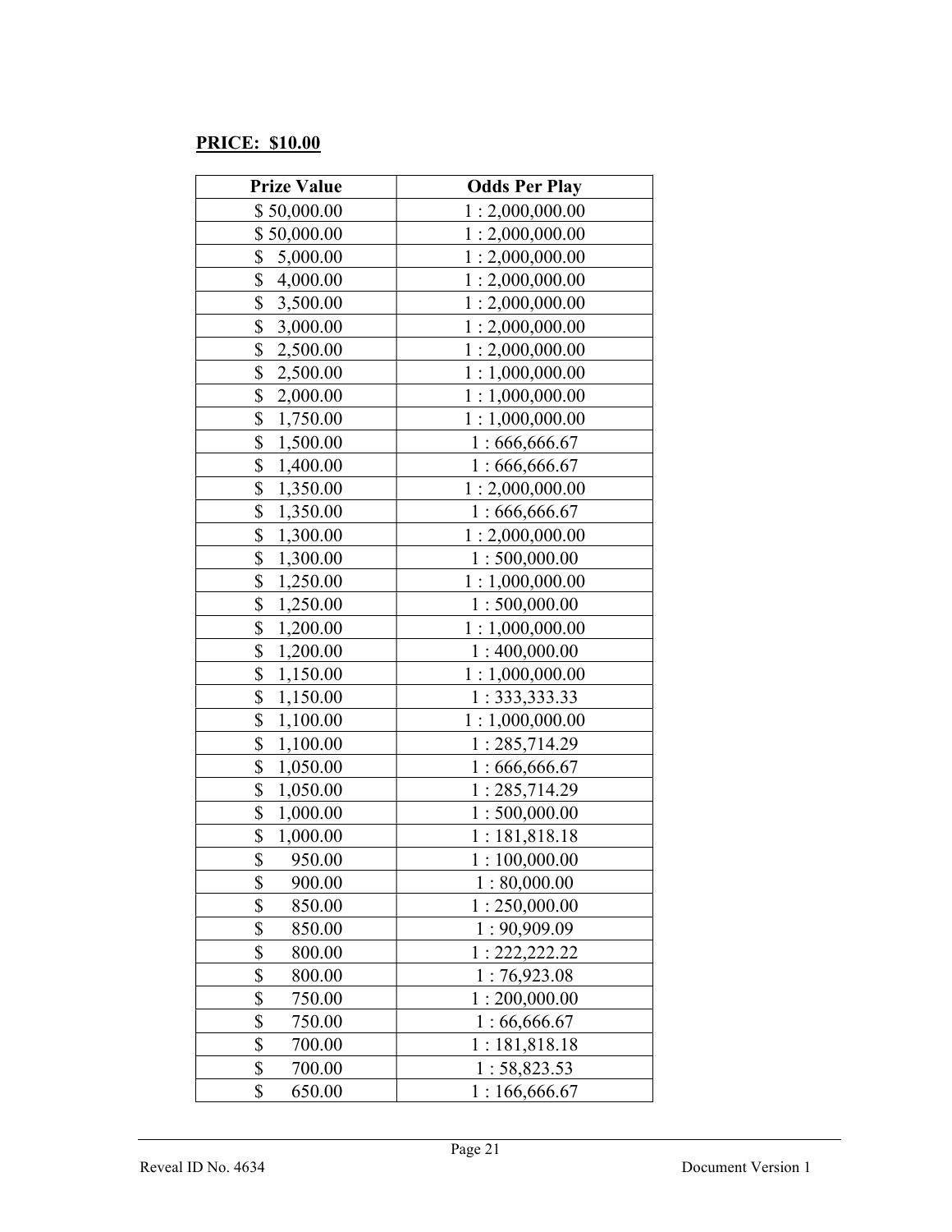**PRICE: $10.00**

| Prize Value | Odds Per Play |
|---|---|
| $ 50,000.00 | 1 : 2,000,000.00 |
| $ 50,000.00 | 1 : 2,000,000.00 |
| $ 5,000.00 | 1 : 2,000,000.00 |
| $ 4,000.00 | 1 : 2,000,000.00 |
| $ 3,500.00 | 1 : 2,000,000.00 |
| $ 3,000.00 | 1 : 2,000,000.00 |
| $ 2,500.00 | 1 : 2,000,000.00 |
| $ 2,500.00 | 1 : 1,000,000.00 |
| $ 2,000.00 | 1 : 1,000,000.00 |
| $ 1,750.00 | 1 : 1,000,000.00 |
| $ 1,500.00 | 1 : 666,666.67 |
| $ 1,400.00 | 1 : 666,666.67 |
| $ 1,350.00 | 1 : 2,000,000.00 |
| $ 1,350.00 | 1 : 666,666.67 |
| $ 1,300.00 | 1 : 2,000,000.00 |
| $ 1,300.00 | 1 : 500,000.00 |
| $ 1,250.00 | 1 : 1,000,000.00 |
| $ 1,250.00 | 1 : 500,000.00 |
| $ 1,200.00 | 1 : 1,000,000.00 |
| $ 1,200.00 | 1 : 400,000.00 |
| $ 1,150.00 | 1 : 1,000,000.00 |
| $ 1,150.00 | 1 : 333,333.33 |
| $ 1,100.00 | 1 : 1,000,000.00 |
| $ 1,100.00 | 1 : 285,714.29 |
| $ 1,050.00 | 1 : 666,666.67 |
| $ 1,050.00 | 1 : 285,714.29 |
| $ 1,000.00 | 1 : 500,000.00 |
| $ 1,000.00 | 1 : 181,818.18 |
| $ 950.00 | 1 : 100,000.00 |
| $ 900.00 | 1 : 80,000.00 |
| $ 850.00 | 1 : 250,000.00 |
| $ 850.00 | 1 : 90,909.09 |
| $ 800.00 | 1 : 222,222.22 |
| $ 800.00 | 1 : 76,923.08 |
| $ 750.00 | 1 : 200,000.00 |
| $ 750.00 | 1 : 66,666.67 |
| $ 700.00 | 1 : 181,818.18 |
| $ 700.00 | 1 : 58,823.53 |
| $ 650.00 | 1 : 166,666.67 |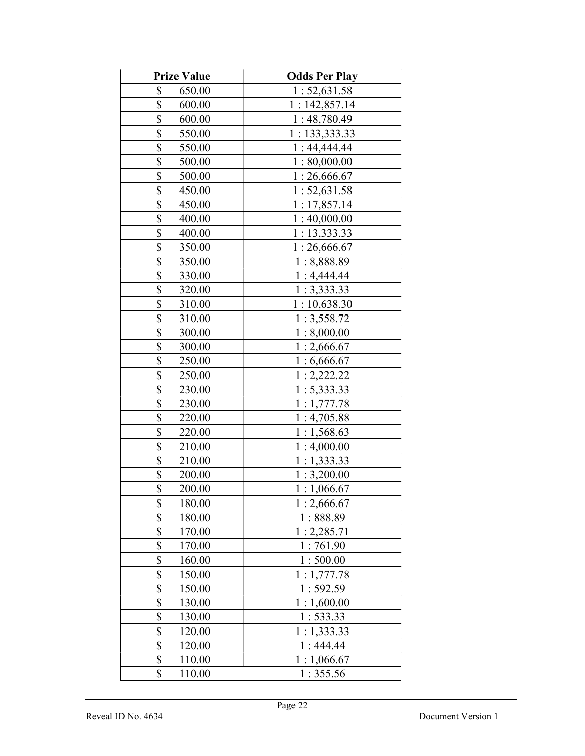| Prize Value | Odds Per Play |
| --- | --- |
| $ 650.00 | 1 : 52,631.58 |
| $ 600.00 | 1 : 142,857.14 |
| $ 600.00 | 1 : 48,780.49 |
| $ 550.00 | 1 : 133,333.33 |
| $ 550.00 | 1 : 44,444.44 |
| $ 500.00 | 1 : 80,000.00 |
| $ 500.00 | 1 : 26,666.67 |
| $ 450.00 | 1 : 52,631.58 |
| $ 450.00 | 1 : 17,857.14 |
| $ 400.00 | 1 : 40,000.00 |
| $ 400.00 | 1 : 13,333.33 |
| $ 350.00 | 1 : 26,666.67 |
| $ 350.00 | 1 : 8,888.89 |
| $ 330.00 | 1 : 4,444.44 |
| $ 320.00 | 1 : 3,333.33 |
| $ 310.00 | 1 : 10,638.30 |
| $ 310.00 | 1 : 3,558.72 |
| $ 300.00 | 1 : 8,000.00 |
| $ 300.00 | 1 : 2,666.67 |
| $ 250.00 | 1 : 6,666.67 |
| $ 250.00 | 1 : 2,222.22 |
| $ 230.00 | 1 : 5,333.33 |
| $ 230.00 | 1 : 1,777.78 |
| $ 220.00 | 1 : 4,705.88 |
| $ 220.00 | 1 : 1,568.63 |
| $ 210.00 | 1 : 4,000.00 |
| $ 210.00 | 1 : 1,333.33 |
| $ 200.00 | 1 : 3,200.00 |
| $ 200.00 | 1 : 1,066.67 |
| $ 180.00 | 1 : 2,666.67 |
| $ 180.00 | 1 : 888.89 |
| $ 170.00 | 1 : 2,285.71 |
| $ 170.00 | 1 : 761.90 |
| $ 160.00 | 1 : 500.00 |
| $ 150.00 | 1 : 1,777.78 |
| $ 150.00 | 1 : 592.59 |
| $ 130.00 | 1 : 1,600.00 |
| $ 130.00 | 1 : 533.33 |
| $ 120.00 | 1 : 1,333.33 |
| $ 120.00 | 1 : 444.44 |
| $ 110.00 | 1 : 1,066.67 |
| $ 110.00 | 1 : 355.56 |

Reveal ID No. 4634 Document Version 1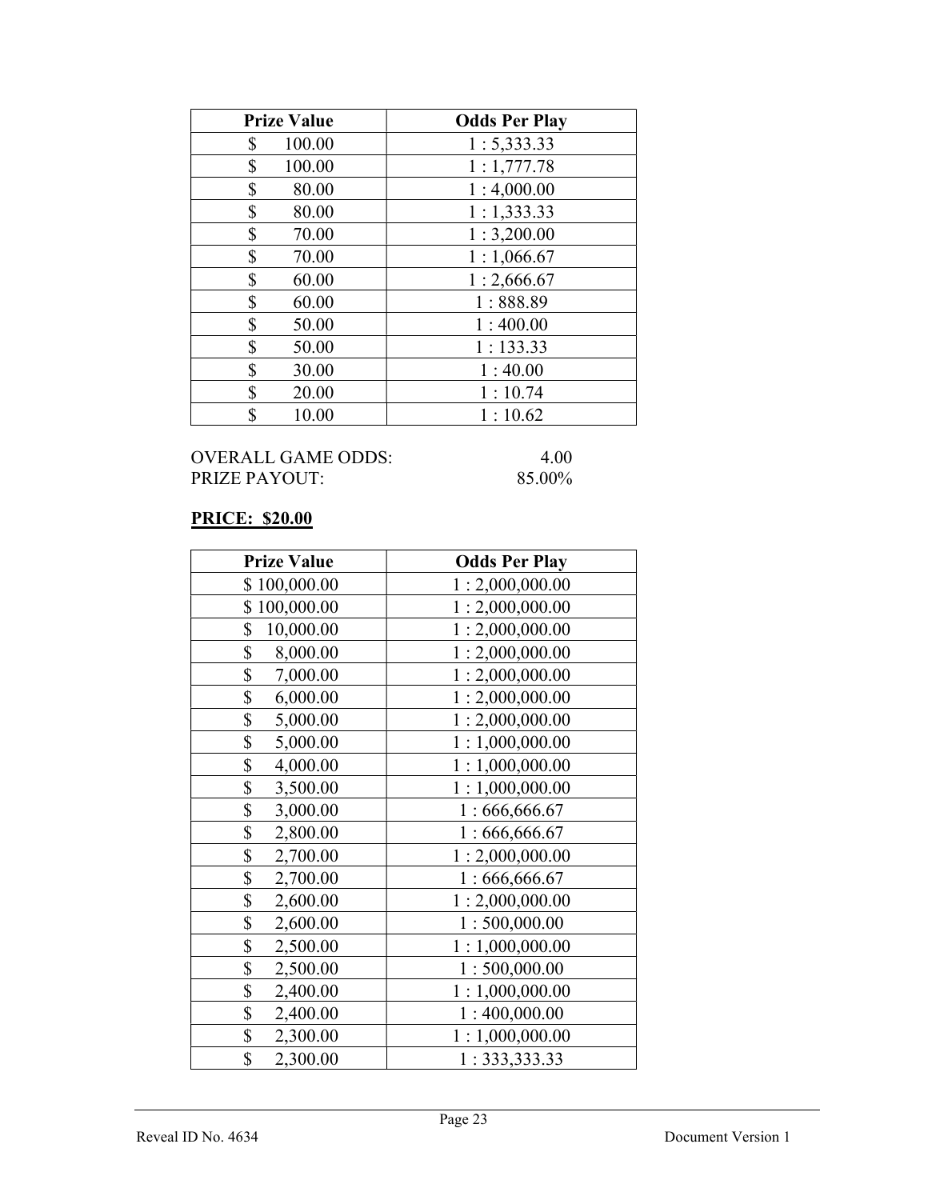| Prize Value | Odds Per Play |
|---|---|
| $ 100.00 | 1 : 5,333.33 |
| $ 100.00 | 1 : 1,777.78 |
| $ 80.00 | 1 : 4,000.00 |
| $ 80.00 | 1 : 1,333.33 |
| $ 70.00 | 1 : 3,200.00 |
| $ 70.00 | 1 : 1,066.67 |
| $ 60.00 | 1 : 2,666.67 |
| $ 60.00 | 1 : 888.89 |
| $ 50.00 | 1 : 400.00 |
| $ 50.00 | 1 : 133.33 |
| $ 30.00 | 1 : 40.00 |
| $ 20.00 | 1 : 10.74 |
| $ 10.00 | 1 : 10.62 |

OVERALL GAME ODDS: 4.00
PRIZE PAYOUT: 85.00%

**PRICE: $20.00**

| Prize Value | Odds Per Play |
|---|---|
| $ 100,000.00 | 1 : 2,000,000.00 |
| $ 100,000.00 | 1 : 2,000,000.00 |
| $ 10,000.00 | 1 : 2,000,000.00 |
| $ 8,000.00 | 1 : 2,000,000.00 |
| $ 7,000.00 | 1 : 2,000,000.00 |
| $ 6,000.00 | 1 : 2,000,000.00 |
| $ 5,000.00 | 1 : 2,000,000.00 |
| $ 5,000.00 | 1 : 1,000,000.00 |
| $ 4,000.00 | 1 : 1,000,000.00 |
| $ 3,500.00 | 1 : 1,000,000.00 |
| $ 3,000.00 | 1 : 666,666.67 |
| $ 2,800.00 | 1 : 666,666.67 |
| $ 2,700.00 | 1 : 2,000,000.00 |
| $ 2,700.00 | 1 : 666,666.67 |
| $ 2,600.00 | 1 : 2,000,000.00 |
| $ 2,600.00 | 1 : 500,000.00 |
| $ 2,500.00 | 1 : 1,000,000.00 |
| $ 2,500.00 | 1 : 500,000.00 |
| $ 2,400.00 | 1 : 1,000,000.00 |
| $ 2,400.00 | 1 : 400,000.00 |
| $ 2,300.00 | 1 : 1,000,000.00 |
| $ 2,300.00 | 1 : 333,333.33 |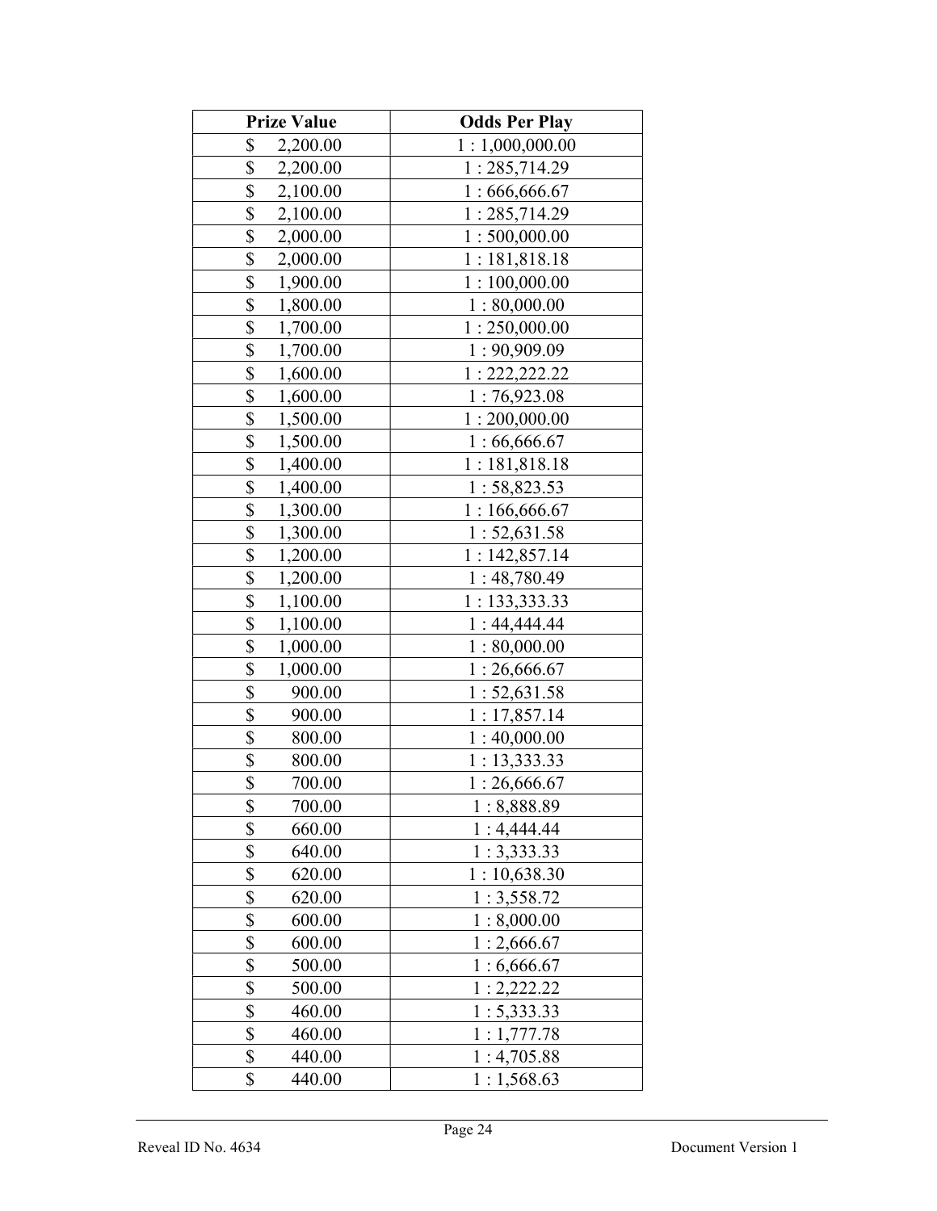| Prize Value | Odds Per Play |
|---|---|
| $ 2,200.00 | 1 : 1,000,000.00 |
| $ 2,200.00 | 1 : 285,714.29 |
| $ 2,100.00 | 1 : 666,666.67 |
| $ 2,100.00 | 1 : 285,714.29 |
| $ 2,000.00 | 1 : 500,000.00 |
| $ 2,000.00 | 1 : 181,818.18 |
| $ 1,900.00 | 1 : 100,000.00 |
| $ 1,800.00 | 1 : 80,000.00 |
| $ 1,700.00 | 1 : 250,000.00 |
| $ 1,700.00 | 1 : 90,909.09 |
| $ 1,600.00 | 1 : 222,222.22 |
| $ 1,600.00 | 1 : 76,923.08 |
| $ 1,500.00 | 1 : 200,000.00 |
| $ 1,500.00 | 1 : 66,666.67 |
| $ 1,400.00 | 1 : 181,818.18 |
| $ 1,400.00 | 1 : 58,823.53 |
| $ 1,300.00 | 1 : 166,666.67 |
| $ 1,300.00 | 1 : 52,631.58 |
| $ 1,200.00 | 1 : 142,857.14 |
| $ 1,200.00 | 1 : 48,780.49 |
| $ 1,100.00 | 1 : 133,333.33 |
| $ 1,100.00 | 1 : 44,444.44 |
| $ 1,000.00 | 1 : 80,000.00 |
| $ 1,000.00 | 1 : 26,666.67 |
| $ 900.00 | 1 : 52,631.58 |
| $ 900.00 | 1 : 17,857.14 |
| $ 800.00 | 1 : 40,000.00 |
| $ 800.00 | 1 : 13,333.33 |
| $ 700.00 | 1 : 26,666.67 |
| $ 700.00 | 1 : 8,888.89 |
| $ 660.00 | 1 : 4,444.44 |
| $ 640.00 | 1 : 3,333.33 |
| $ 620.00 | 1 : 10,638.30 |
| $ 620.00 | 1 : 3,558.72 |
| $ 600.00 | 1 : 8,000.00 |
| $ 600.00 | 1 : 2,666.67 |
| $ 500.00 | 1 : 6,666.67 |
| $ 500.00 | 1 : 2,222.22 |
| $ 460.00 | 1 : 5,333.33 |
| $ 460.00 | 1 : 1,777.78 |
| $ 440.00 | 1 : 4,705.88 |
| $ 440.00 | 1 : 1,568.63 |

Reveal ID No. 4634 Document Version 1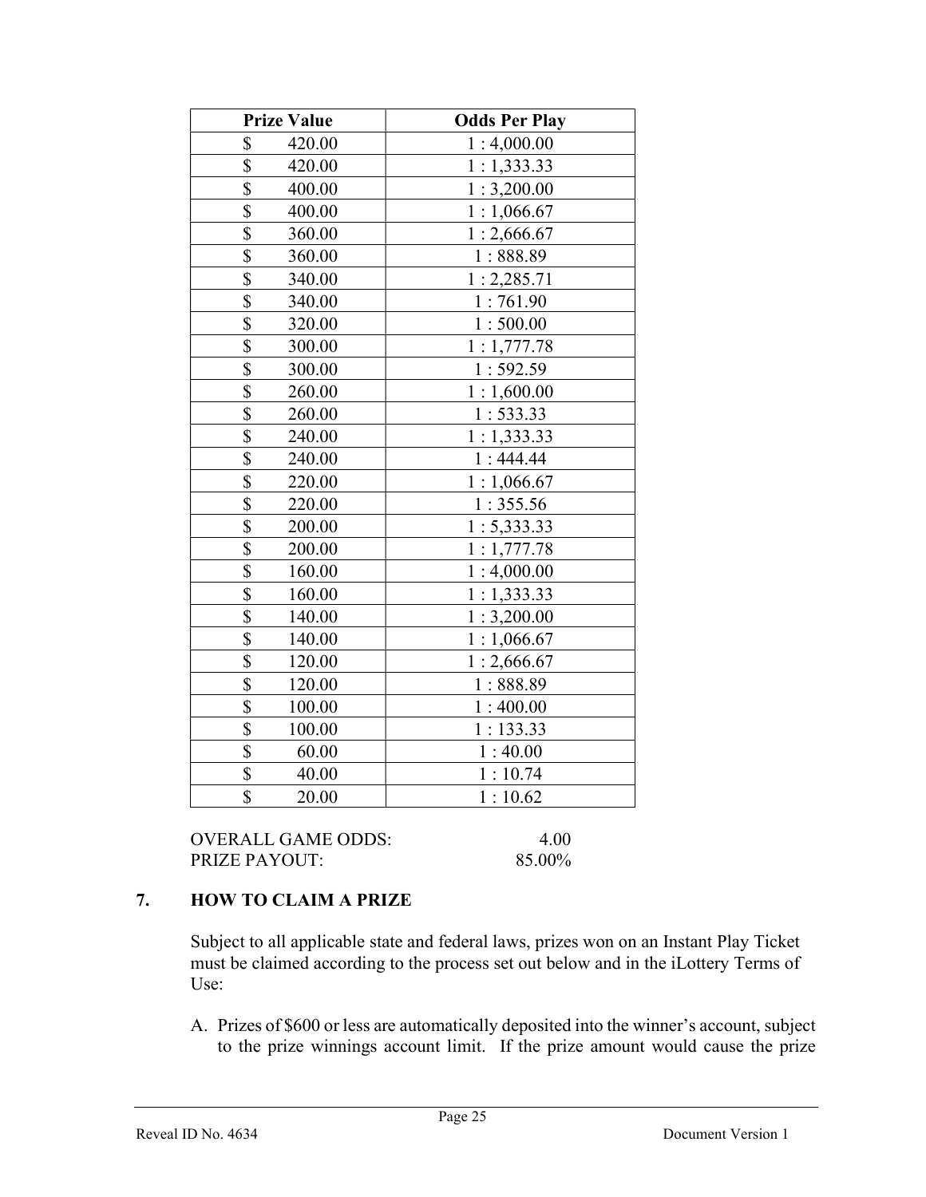| Prize Value | Odds Per Play |
|---|---|
| $ 420.00 | 1 : 4,000.00 |
| $ 420.00 | 1 : 1,333.33 |
| $ 400.00 | 1 : 3,200.00 |
| $ 400.00 | 1 : 1,066.67 |
| $ 360.00 | 1 : 2,666.67 |
| $ 360.00 | 1 : 888.89 |
| $ 340.00 | 1 : 2,285.71 |
| $ 340.00 | 1 : 761.90 |
| $ 320.00 | 1 : 500.00 |
| $ 300.00 | 1 : 1,777.78 |
| $ 300.00 | 1 : 592.59 |
| $ 260.00 | 1 : 1,600.00 |
| $ 260.00 | 1 : 533.33 |
| $ 240.00 | 1 : 1,333.33 |
| $ 240.00 | 1 : 444.44 |
| $ 220.00 | 1 : 1,066.67 |
| $ 220.00 | 1 : 355.56 |
| $ 200.00 | 1 : 5,333.33 |
| $ 200.00 | 1 : 1,777.78 |
| $ 160.00 | 1 : 4,000.00 |
| $ 160.00 | 1 : 1,333.33 |
| $ 140.00 | 1 : 3,200.00 |
| $ 140.00 | 1 : 1,066.67 |
| $ 120.00 | 1 : 2,666.67 |
| $ 120.00 | 1 : 888.89 |
| $ 100.00 | 1 : 400.00 |
| $ 100.00 | 1 : 133.33 |
| $ 60.00 | 1 : 40.00 |
| $ 40.00 | 1 : 10.74 |
| $ 20.00 | 1 : 10.62 |

OVERALL GAME ODDS: 4.00
PRIZE PAYOUT: 85.00%

## 7. HOW TO CLAIM A PRIZE

Subject to all applicable state and federal laws, prizes won on an Instant Play Ticket must be claimed according to the process set out below and in the iLottery Terms of Use:

A. Prizes of $600 or less are automatically deposited into the winner's account, subject to the prize winnings account limit. If the prize amount would cause the prize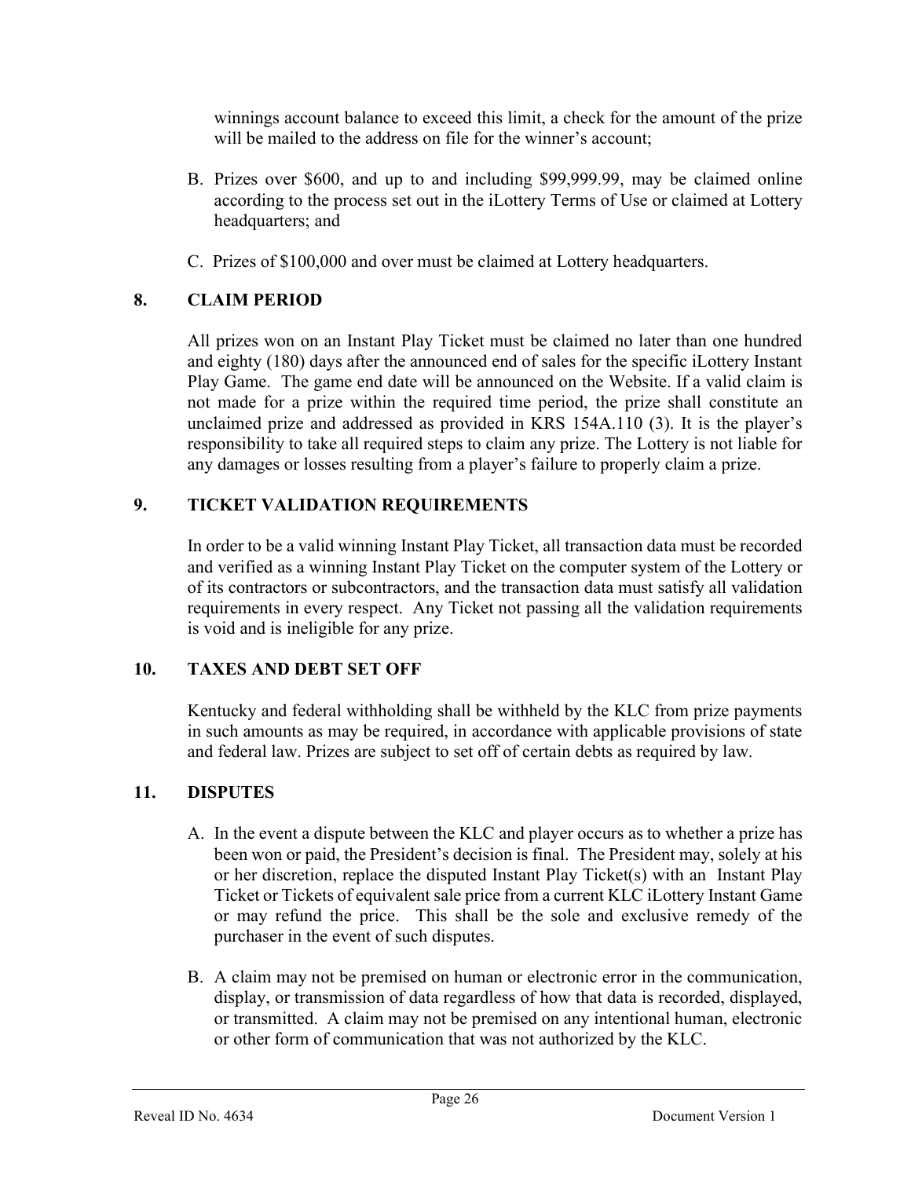winnings account balance to exceed this limit, a check for the amount of the prize will be mailed to the address on file for the winner's account;

B. Prizes over $600, and up to and including $99,999.99, may be claimed online according to the process set out in the iLottery Terms of Use or claimed at Lottery headquarters; and

C. Prizes of $100,000 and over must be claimed at Lottery headquarters.

## 8. CLAIM PERIOD

All prizes won on an Instant Play Ticket must be claimed no later than one hundred and eighty (180) days after the announced end of sales for the specific iLottery Instant Play Game. The game end date will be announced on the Website. If a valid claim is not made for a prize within the required time period, the prize shall constitute an unclaimed prize and addressed as provided in KRS 154A.110 (3). It is the player's responsibility to take all required steps to claim any prize. The Lottery is not liable for any damages or losses resulting from a player's failure to properly claim a prize.

## 9. TICKET VALIDATION REQUIREMENTS

In order to be a valid winning Instant Play Ticket, all transaction data must be recorded and verified as a winning Instant Play Ticket on the computer system of the Lottery or of its contractors or subcontractors, and the transaction data must satisfy all validation requirements in every respect. Any Ticket not passing all the validation requirements is void and is ineligible for any prize.

## 10. TAXES AND DEBT SET OFF

Kentucky and federal withholding shall be withheld by the KLC from prize payments in such amounts as may be required, in accordance with applicable provisions of state and federal law. Prizes are subject to set off of certain debts as required by law.

## 11. DISPUTES

A. In the event a dispute between the KLC and player occurs as to whether a prize has been won or paid, the President's decision is final. The President may, solely at his or her discretion, replace the disputed Instant Play Ticket(s) with an Instant Play Ticket or Tickets of equivalent sale price from a current KLC iLottery Instant Game or may refund the price. This shall be the sole and exclusive remedy of the purchaser in the event of such disputes.

B. A claim may not be premised on human or electronic error in the communication, display, or transmission of data regardless of how that data is recorded, displayed, or transmitted. A claim may not be premised on any intentional human, electronic or other form of communication that was not authorized by the KLC.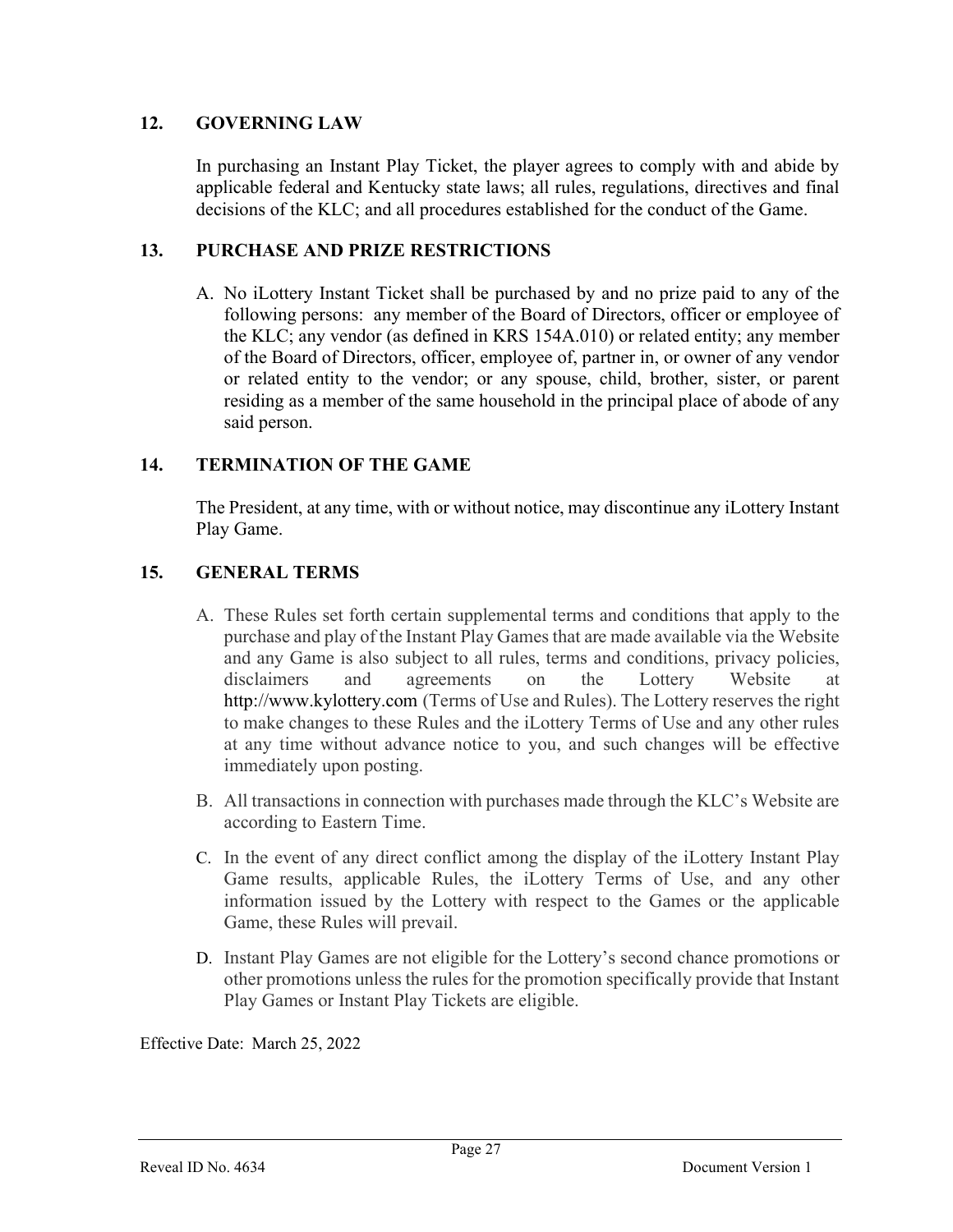## 12. GOVERNING LAW

In purchasing an Instant Play Ticket, the player agrees to comply with and abide by applicable federal and Kentucky state laws; all rules, regulations, directives and final decisions of the KLC; and all procedures established for the conduct of the Game.

## 13. PURCHASE AND PRIZE RESTRICTIONS

A. No iLottery Instant Ticket shall be purchased by and no prize paid to any of the following persons: any member of the Board of Directors, officer or employee of the KLC; any vendor (as defined in KRS 154A.010) or related entity; any member of the Board of Directors, officer, employee of, partner in, or owner of any vendor or related entity to the vendor; or any spouse, child, brother, sister, or parent residing as a member of the same household in the principal place of abode of any said person.

## 14. TERMINATION OF THE GAME

The President, at any time, with or without notice, may discontinue any iLottery Instant Play Game.

## 15. GENERAL TERMS

A. These Rules set forth certain supplemental terms and conditions that apply to the purchase and play of the Instant Play Games that are made available via the Website and any Game is also subject to all rules, terms and conditions, privacy policies, disclaimers and agreements on the Lottery Website at http://www.kylottery.com (Terms of Use and Rules). The Lottery reserves the right to make changes to these Rules and the iLottery Terms of Use and any other rules at any time without advance notice to you, and such changes will be effective immediately upon posting.

B. All transactions in connection with purchases made through the KLC's Website are according to Eastern Time.

C. In the event of any direct conflict among the display of the iLottery Instant Play Game results, applicable Rules, the iLottery Terms of Use, and any other information issued by the Lottery with respect to the Games or the applicable Game, these Rules will prevail.

D. Instant Play Games are not eligible for the Lottery's second chance promotions or other promotions unless the rules for the promotion specifically provide that Instant Play Games or Instant Play Tickets are eligible.

Effective Date: March 25, 2022